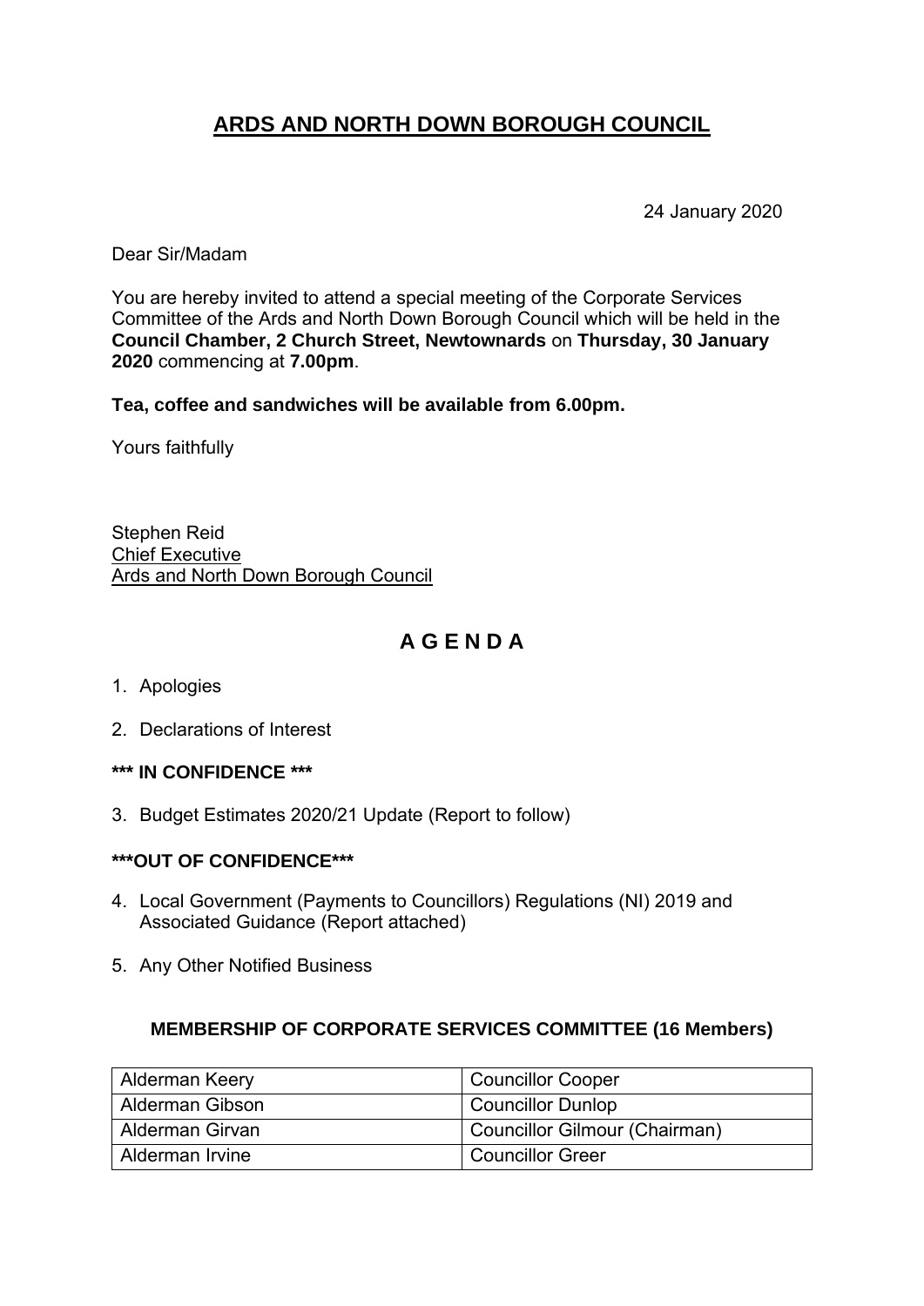# ARDS AND NORTH DOWN BOROUGH COUNCIL

24 January 2020

Dear Sir/Madam

You are hereby invited to attend a special meeting of the Corporate Services Committee of the Ards and North Down Borough Council which will be held in the **Council Chamber, 2 Church Street, Newtownards** on **Thursday, 30 January 2020** commencing at **7.00pm**.

**Tea, coffee and sandwiches will be available from 6.00pm.**

Yours faithfully

Stephen Reid
Chief Executive
Ards and North Down Borough Council

## A G E N D A

1. Apologies

2. Declarations of Interest

**\*\*\* IN CONFIDENCE \*\*\***

3. Budget Estimates 2020/21 Update (Report to follow)

**\*\*\*OUT OF CONFIDENCE\*\*\***

4. Local Government (Payments to Councillors) Regulations (NI) 2019 and Associated Guidance (Report attached)

5. Any Other Notified Business

### MEMBERSHIP OF CORPORATE SERVICES COMMITTEE (16 Members)

| | |
|---|---|
| Alderman Keery | Councillor Cooper |
| Alderman Gibson | Councillor Dunlop |
| Alderman Girvan | Councillor Gilmour (Chairman) |
| Alderman Irvine | Councillor Greer |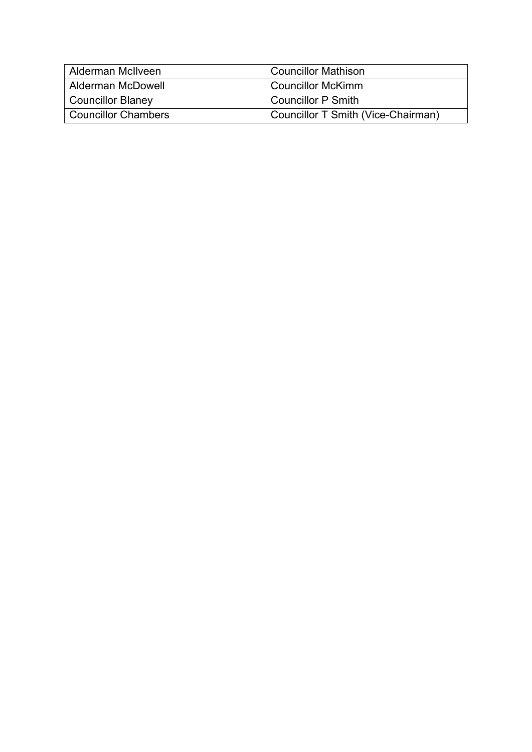| Alderman McIlveen | Councillor Mathison |
|---|---|
| Alderman McDowell | Councillor McKimm |
| Councillor Blaney | Councillor P Smith |
| Councillor Chambers | Councillor T Smith (Vice-Chairman) |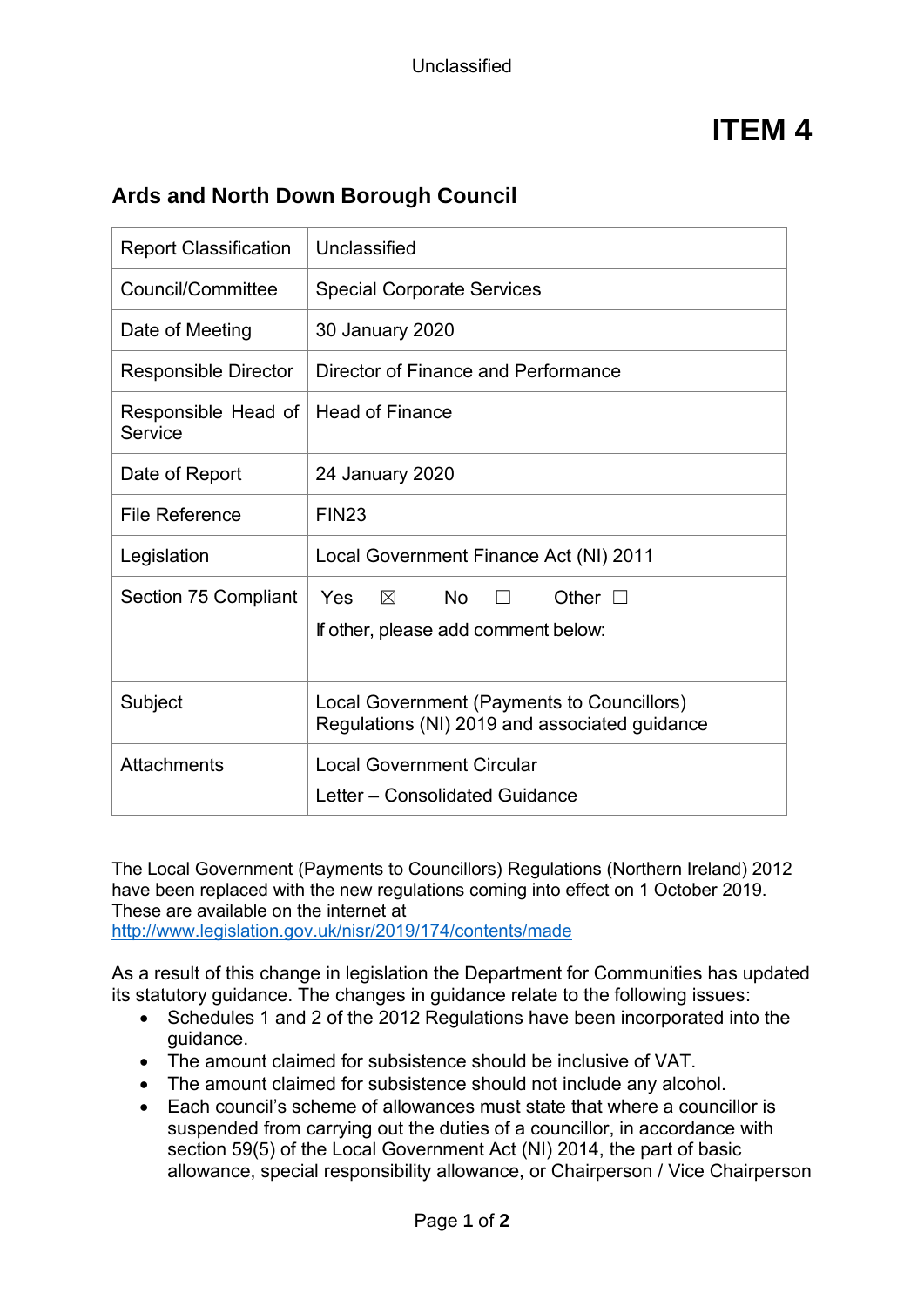Unclassified

# ITEM 4

## Ards and North Down Borough Council

| Report Classification | Unclassified |
|---|---|
| Council/Committee | Special Corporate Services |
| Date of Meeting | 30 January 2020 |
| Responsible Director | Director of Finance and Performance |
| Responsible Head of Service | Head of Finance |
| Date of Report | 24 January 2020 |
| File Reference | FIN23 |
| Legislation | Local Government Finance Act (NI) 2011 |
| Section 75 Compliant | Yes ☒ No ☐ Other ☐<br>If other, please add comment below: |
| Subject | Local Government (Payments to Councillors) Regulations (NI) 2019 and associated guidance |
| Attachments | Local Government Circular<br>Letter – Consolidated Guidance |

The Local Government (Payments to Councillors) Regulations (Northern Ireland) 2012 have been replaced with the new regulations coming into effect on 1 October 2019. These are available on the internet at http://www.legislation.gov.uk/nisr/2019/174/contents/made

As a result of this change in legislation the Department for Communities has updated its statutory guidance. The changes in guidance relate to the following issues:

- Schedules 1 and 2 of the 2012 Regulations have been incorporated into the guidance.
- The amount claimed for subsistence should be inclusive of VAT.
- The amount claimed for subsistence should not include any alcohol.
- Each council's scheme of allowances must state that where a councillor is suspended from carrying out the duties of a councillor, in accordance with section 59(5) of the Local Government Act (NI) 2014, the part of basic allowance, special responsibility allowance, or Chairperson / Vice Chairperson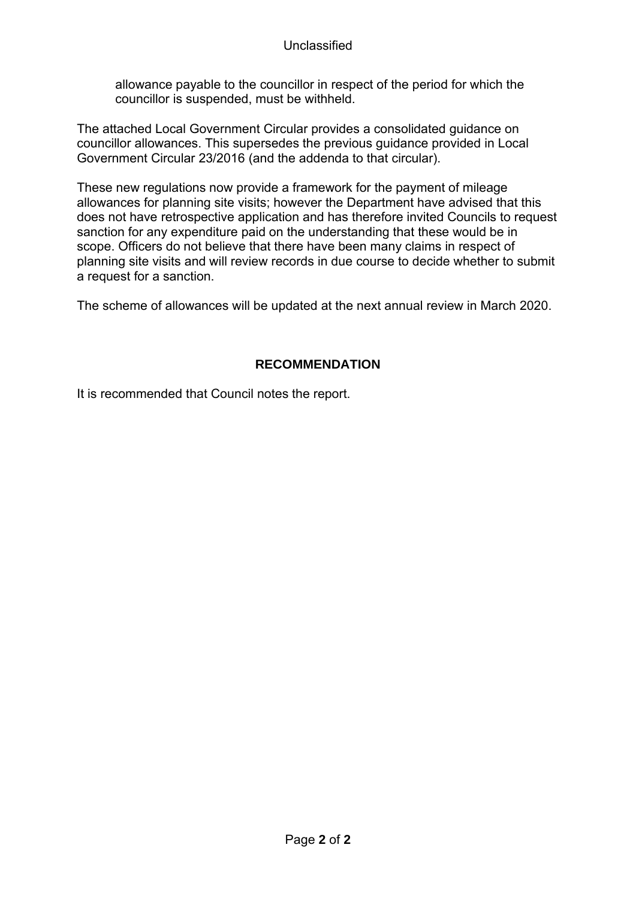allowance payable to the councillor in respect of the period for which the councillor is suspended, must be withheld.

The attached Local Government Circular provides a consolidated guidance on councillor allowances. This supersedes the previous guidance provided in Local Government Circular 23/2016 (and the addenda to that circular).

These new regulations now provide a framework for the payment of mileage allowances for planning site visits; however the Department have advised that this does not have retrospective application and has therefore invited Councils to request sanction for any expenditure paid on the understanding that these would be in scope. Officers do not believe that there have been many claims in respect of planning site visits and will review records in due course to decide whether to submit a request for a sanction.

The scheme of allowances will be updated at the next annual review in March 2020.

## RECOMMENDATION

It is recommended that Council notes the report.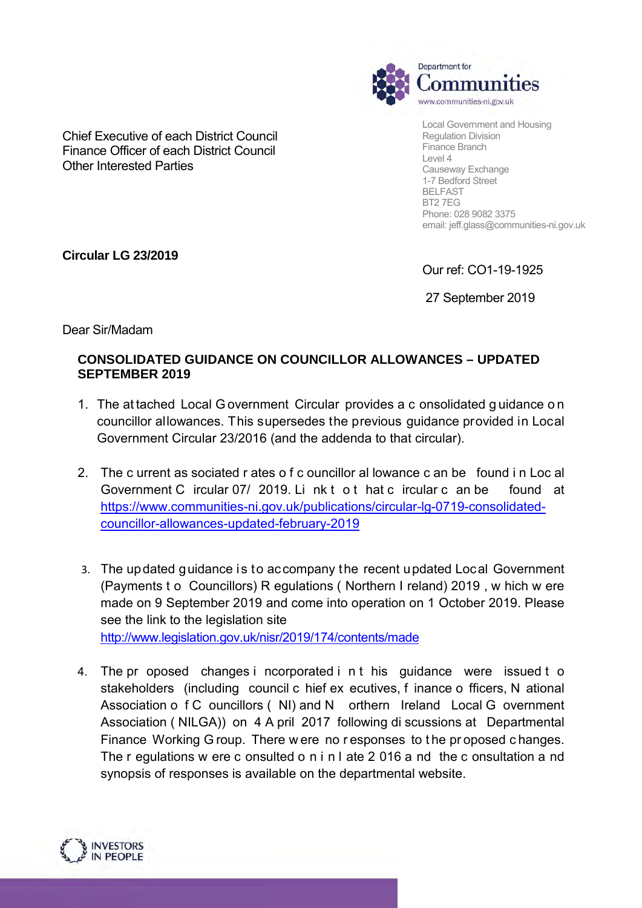Department for Communities
www.communities-ni.gov.uk

Chief Executive of each District Council
Finance Officer of each District Council
Other Interested Parties

Local Government and Housing
Regulation Division
Finance Branch
Level 4
Causeway Exchange
1-7 Bedford Street
BELFAST
BT2 7EG
Phone: 028 9082 3375
email: jeff.glass@communities-ni.gov.uk

**Circular LG 23/2019**

Our ref: CO1-19-1925

27 September 2019

Dear Sir/Madam

**CONSOLIDATED GUIDANCE ON COUNCILLOR ALLOWANCES – UPDATED SEPTEMBER 2019**

1. The attached Local Government Circular provides a consolidated guidance on councillor allowances. This supersedes the previous guidance provided in Local Government Circular 23/2016 (and the addenda to that circular).

2. The current associated rates of councillor allowance can be found in Local Government Circular 07/ 2019. Link to that circular can be found at https://www.communities-ni.gov.uk/publications/circular-lg-0719-consolidated-councillor-allowances-updated-february-2019

3. The updated guidance is to accompany the recent updated Local Government (Payments to Councillors) Regulations (Northern Ireland) 2019, which were made on 9 September 2019 and come into operation on 1 October 2019. Please see the link to the legislation site http://www.legislation.gov.uk/nisr/2019/174/contents/made

4. The proposed changes incorporated in this guidance were issued to stakeholders (including council chief executives, finance officers, National Association of Councillors (NI) and Northern Ireland Local Government Association (NILGA)) on 4 April 2017 following discussions at Departmental Finance Working Group. There were no responses to the proposed changes. The regulations were consulted on in late 2016 and the consultation and synopsis of responses is available on the departmental website.

INVESTORS IN PEOPLE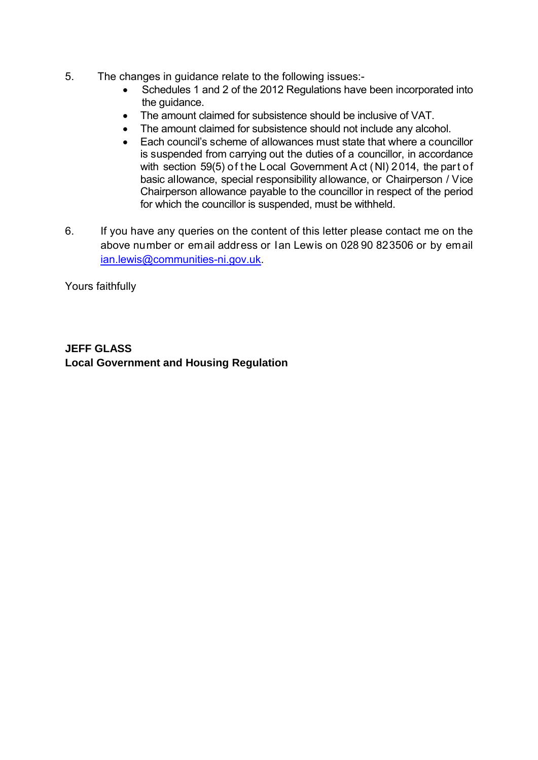5. The changes in guidance relate to the following issues:-
   - Schedules 1 and 2 of the 2012 Regulations have been incorporated into the guidance.
   - The amount claimed for subsistence should be inclusive of VAT.
   - The amount claimed for subsistence should not include any alcohol.
   - Each council's scheme of allowances must state that where a councillor is suspended from carrying out the duties of a councillor, in accordance with section 59(5) of the Local Government Act (NI) 2014, the part of basic allowance, special responsibility allowance, or Chairperson / Vice Chairperson allowance payable to the councillor in respect of the period for which the councillor is suspended, must be withheld.

6. If you have any queries on the content of this letter please contact me on the above number or email address or Ian Lewis on 028 90 823506 or by email ian.lewis@communities-ni.gov.uk.

Yours faithfully

**JEFF GLASS**
**Local Government and Housing Regulation**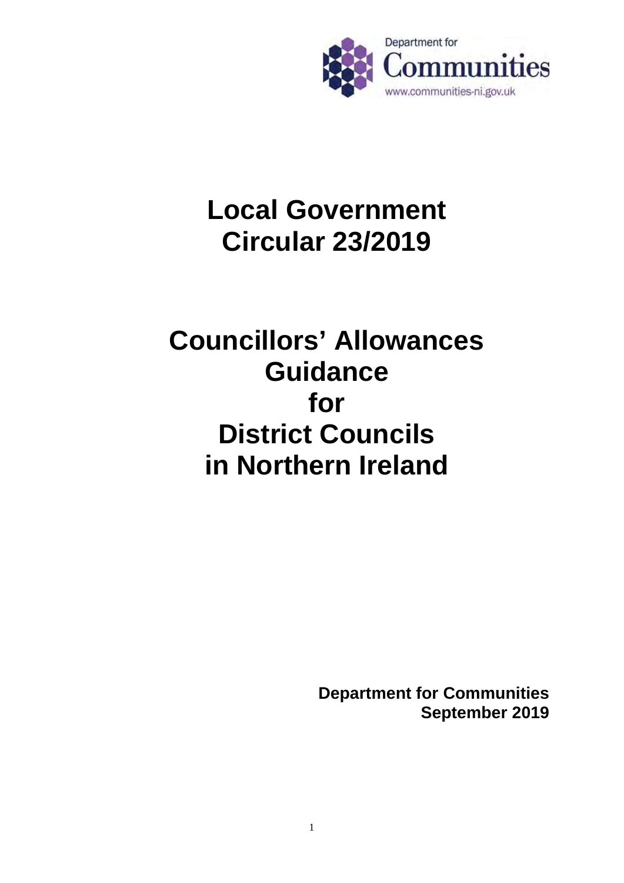# Local Government Circular 23/2019

# Councillors' Allowances Guidance for District Councils in Northern Ireland

**Department for Communities**
**September 2019**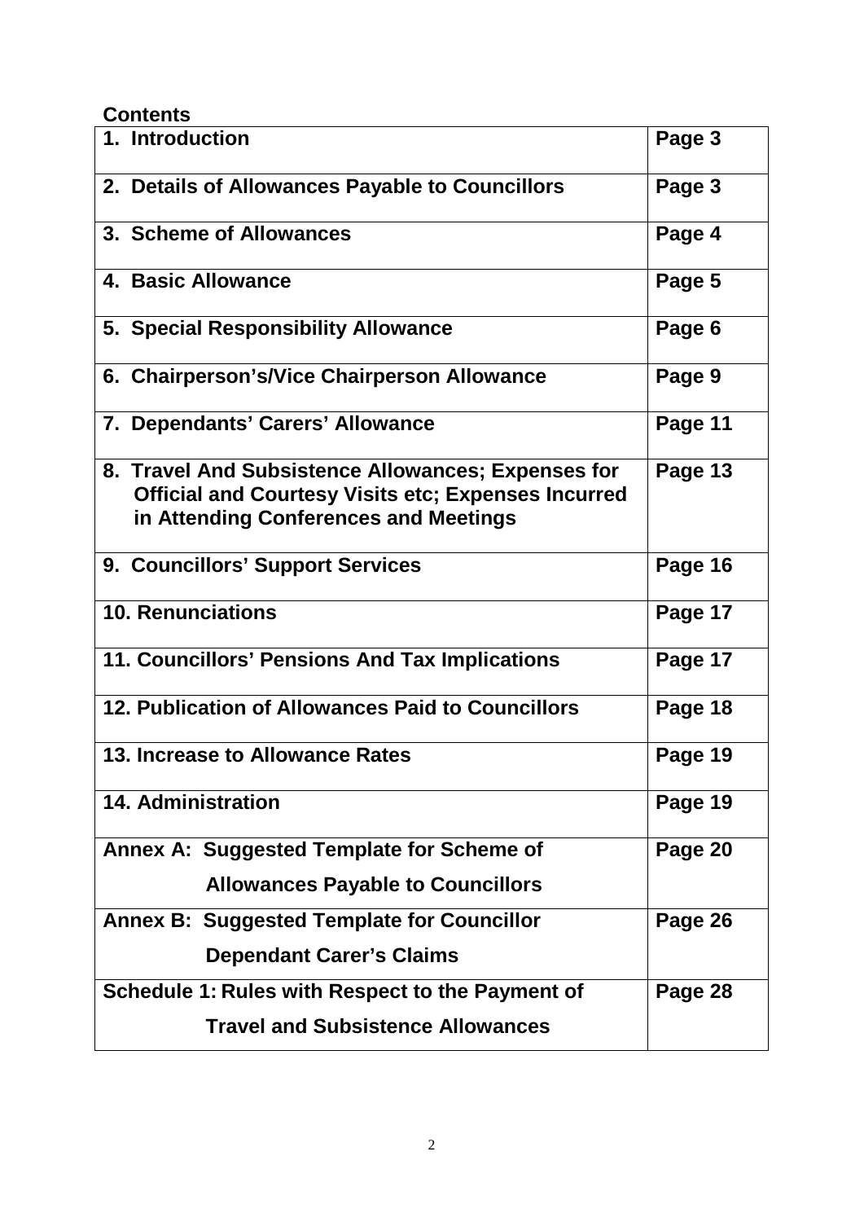**Contents**

| | |
|---|---|
| **1. Introduction** | **Page 3** |
| **2. Details of Allowances Payable to Councillors** | **Page 3** |
| **3. Scheme of Allowances** | **Page 4** |
| **4. Basic Allowance** | **Page 5** |
| **5. Special Responsibility Allowance** | **Page 6** |
| **6. Chairperson's/Vice Chairperson Allowance** | **Page 9** |
| **7. Dependants' Carers' Allowance** | **Page 11** |
| **8. Travel And Subsistence Allowances; Expenses for Official and Courtesy Visits etc; Expenses Incurred in Attending Conferences and Meetings** | **Page 13** |
| **9. Councillors' Support Services** | **Page 16** |
| **10. Renunciations** | **Page 17** |
| **11. Councillors' Pensions And Tax Implications** | **Page 17** |
| **12. Publication of Allowances Paid to Councillors** | **Page 18** |
| **13. Increase to Allowance Rates** | **Page 19** |
| **14. Administration** | **Page 19** |
| **Annex A: Suggested Template for Scheme of Allowances Payable to Councillors** | **Page 20** |
| **Annex B: Suggested Template for Councillor Dependant Carer's Claims** | **Page 26** |
| **Schedule 1: Rules with Respect to the Payment of Travel and Subsistence Allowances** | **Page 28** |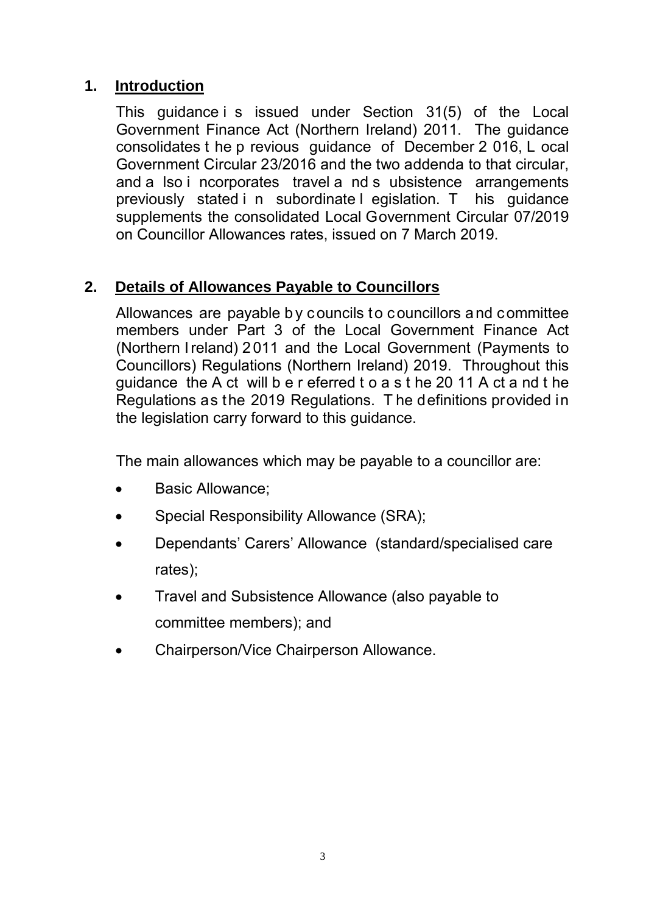## 1. Introduction

This guidance is issued under Section 31(5) of the Local Government Finance Act (Northern Ireland) 2011. The guidance consolidates the previous guidance of December 2016, Local Government Circular 23/2016 and the two addenda to that circular, and also incorporates travel and subsistence arrangements previously stated in subordinate legislation. This guidance supplements the consolidated Local Government Circular 07/2019 on Councillor Allowances rates, issued on 7 March 2019.

## 2. Details of Allowances Payable to Councillors

Allowances are payable by councils to councillors and committee members under Part 3 of the Local Government Finance Act (Northern Ireland) 2011 and the Local Government (Payments to Councillors) Regulations (Northern Ireland) 2019. Throughout this guidance the Act will be referred to as the 2011 Act and the Regulations as the 2019 Regulations. The definitions provided in the legislation carry forward to this guidance.

The main allowances which may be payable to a councillor are:

- Basic Allowance;
- Special Responsibility Allowance (SRA);
- Dependants' Carers' Allowance (standard/specialised care rates);
- Travel and Subsistence Allowance (also payable to committee members); and
- Chairperson/Vice Chairperson Allowance.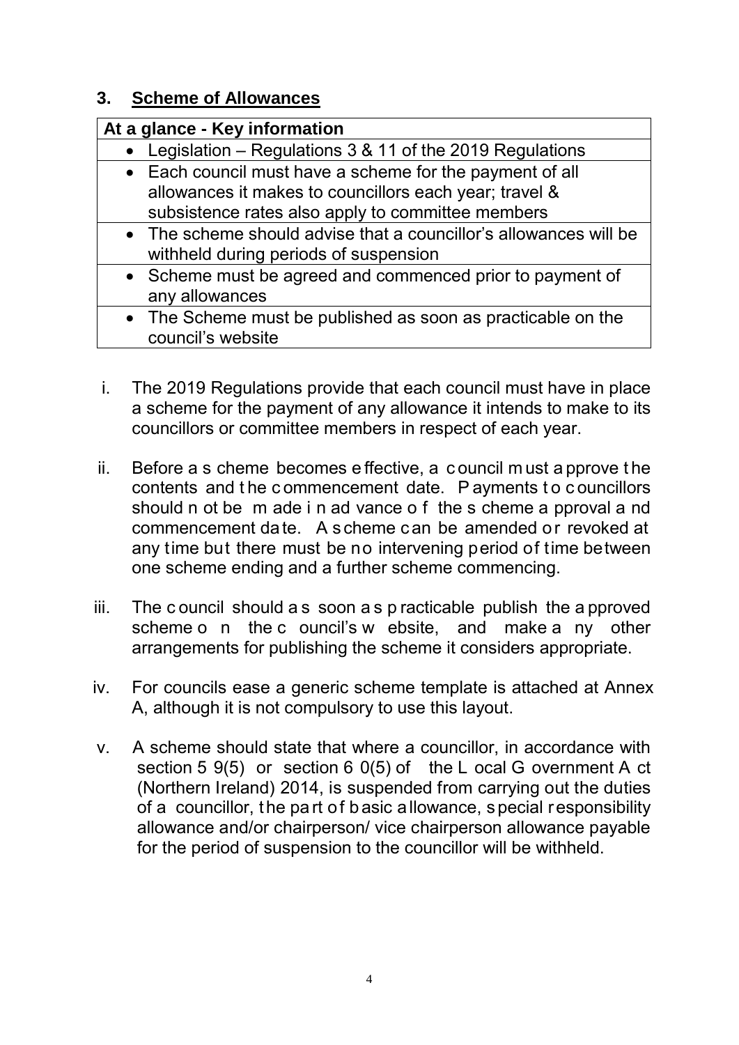## 3. Scheme of Allowances

| At a glance - Key information |
|---|
| • Legislation – Regulations 3 & 11 of the 2019 Regulations |
| • Each council must have a scheme for the payment of all allowances it makes to councillors each year; travel & subsistence rates also apply to committee members |
| • The scheme should advise that a councillor's allowances will be withheld during periods of suspension |
| • Scheme must be agreed and commenced prior to payment of any allowances |
| • The Scheme must be published as soon as practicable on the council's website |

i. The 2019 Regulations provide that each council must have in place a scheme for the payment of any allowance it intends to make to its councillors or committee members in respect of each year.

ii. Before a scheme becomes effective, a council must approve the contents and the commencement date. Payments to councillors should not be made in advance of the scheme approval and commencement date. A scheme can be amended or revoked at any time but there must be no intervening period of time between one scheme ending and a further scheme commencing.

iii. The council should as soon as practicable publish the approved scheme on the council's website, and make any other arrangements for publishing the scheme it considers appropriate.

iv. For councils ease a generic scheme template is attached at Annex A, although it is not compulsory to use this layout.

v. A scheme should state that where a councillor, in accordance with section 59(5) or section 60(5) of the Local Government Act (Northern Ireland) 2014, is suspended from carrying out the duties of a councillor, the part of basic allowance, special responsibility allowance and/or chairperson/ vice chairperson allowance payable for the period of suspension to the councillor will be withheld.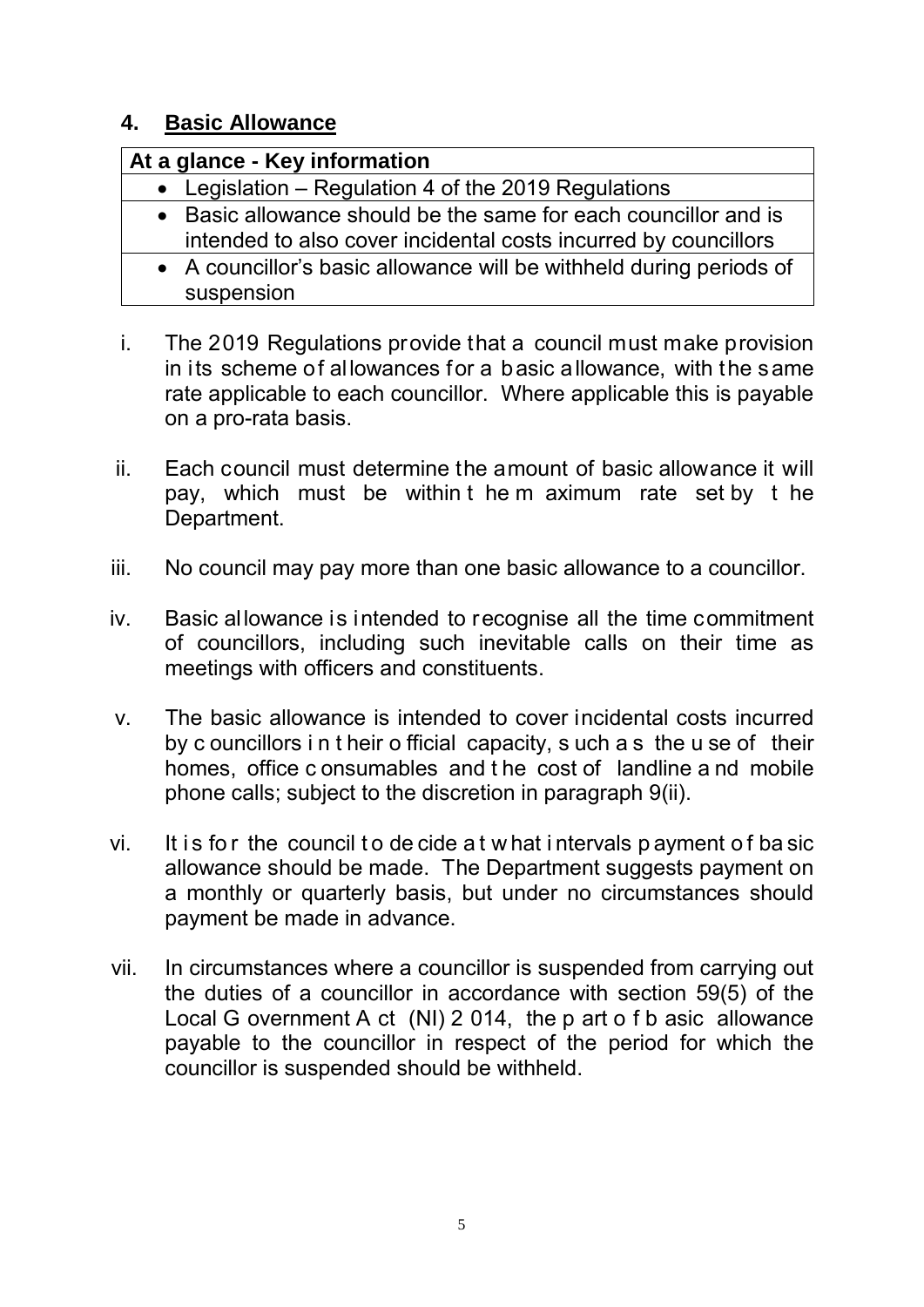## 4. Basic Allowance

| At a glance - Key information |
|---|
| • Legislation – Regulation 4 of the 2019 Regulations |
| • Basic allowance should be the same for each councillor and is intended to also cover incidental costs incurred by councillors |
| • A councillor's basic allowance will be withheld during periods of suspension |

i. The 2019 Regulations provide that a council must make provision in its scheme of allowances for a basic allowance, with the same rate applicable to each councillor. Where applicable this is payable on a pro-rata basis.

ii. Each council must determine the amount of basic allowance it will pay, which must be within the maximum rate set by the Department.

iii. No council may pay more than one basic allowance to a councillor.

iv. Basic allowance is intended to recognise all the time commitment of councillors, including such inevitable calls on their time as meetings with officers and constituents.

v. The basic allowance is intended to cover incidental costs incurred by councillors in their official capacity, such as the use of their homes, office consumables and the cost of landline and mobile phone calls; subject to the discretion in paragraph 9(ii).

vi. It is for the council to decide at what intervals payment of basic allowance should be made. The Department suggests payment on a monthly or quarterly basis, but under no circumstances should payment be made in advance.

vii. In circumstances where a councillor is suspended from carrying out the duties of a councillor in accordance with section 59(5) of the Local Government Act (NI) 2014, the part of basic allowance payable to the councillor in respect of the period for which the councillor is suspended should be withheld.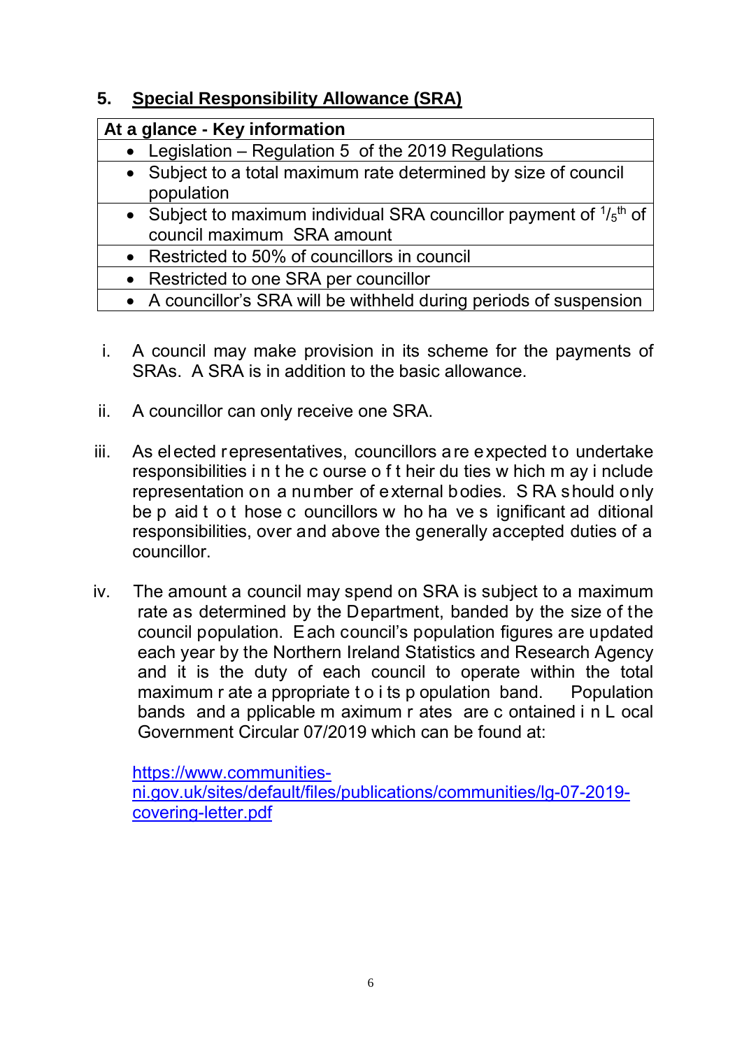## 5. Special Responsibility Allowance (SRA)

| At a glance - Key information |
|---|
| • Legislation – Regulation 5 of the 2019 Regulations |
| • Subject to a total maximum rate determined by size of council population |
| • Subject to maximum individual SRA councillor payment of $^{1}/_{5}$th of council maximum SRA amount |
| • Restricted to 50% of councillors in council |
| • Restricted to one SRA per councillor |
| • A councillor's SRA will be withheld during periods of suspension |

i. A council may make provision in its scheme for the payments of SRAs. A SRA is in addition to the basic allowance.

ii. A councillor can only receive one SRA.

iii. As elected representatives, councillors are expected to undertake responsibilities in the course of their duties which may include representation on a number of external bodies. SRA should only be paid to those councillors who have significant additional responsibilities, over and above the generally accepted duties of a councillor.

iv. The amount a council may spend on SRA is subject to a maximum rate as determined by the Department, banded by the size of the council population. Each council's population figures are updated each year by the Northern Ireland Statistics and Research Agency and it is the duty of each council to operate within the total maximum rate appropriate to its population band. Population bands and applicable maximum rates are contained in Local Government Circular 07/2019 which can be found at:

[https://www.communities-ni.gov.uk/sites/default/files/publications/communities/lg-07-2019-covering-letter.pdf](https://www.communities-ni.gov.uk/sites/default/files/publications/communities/lg-07-2019-covering-letter.pdf)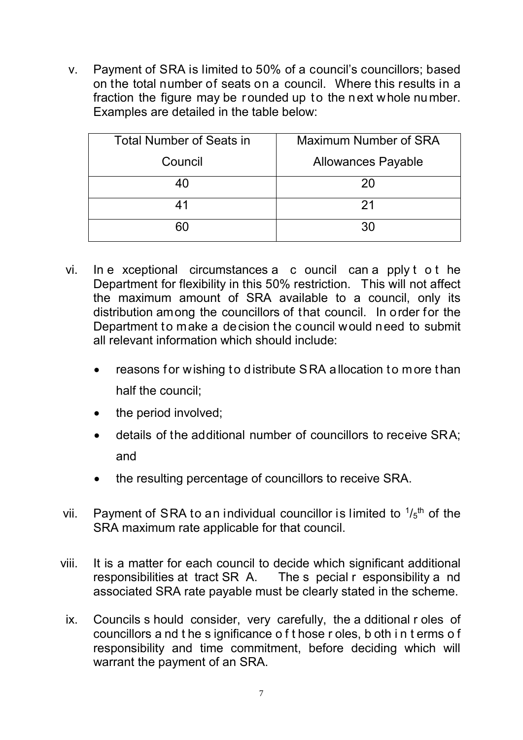v. Payment of SRA is limited to 50% of a council's councillors; based on the total number of seats on a council. Where this results in a fraction the figure may be rounded up to the next whole number. Examples are detailed in the table below:

| Total Number of Seats in Council | Maximum Number of SRA Allowances Payable |
|---|---|
| 40 | 20 |
| 41 | 21 |
| 60 | 30 |

vi. In exceptional circumstances a council can apply to the Department for flexibility in this 50% restriction. This will not affect the maximum amount of SRA available to a council, only its distribution among the councillors of that council. In order for the Department to make a decision the council would need to submit all relevant information which should include:

- reasons for wishing to distribute SRA allocation to more than half the council;
- the period involved;
- details of the additional number of councillors to receive SRA; and
- the resulting percentage of councillors to receive SRA.

vii. Payment of SRA to an individual councillor is limited to $^1/_5$th of the SRA maximum rate applicable for that council.

viii. It is a matter for each council to decide which significant additional responsibilities attract SRA. The special responsibility and associated SRA rate payable must be clearly stated in the scheme.

ix. Councils should consider, very carefully, the additional roles of councillors and the significance of those roles, both in terms of responsibility and time commitment, before deciding which will warrant the payment of an SRA.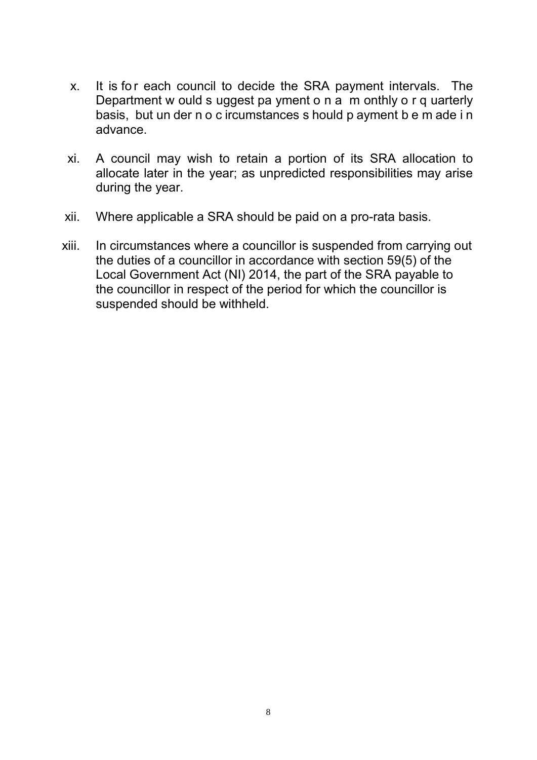x. It is for each council to decide the SRA payment intervals. The Department would suggest payment on a monthly or quarterly basis, but under no circumstances should payment be made in advance.

xi. A council may wish to retain a portion of its SRA allocation to allocate later in the year; as unpredicted responsibilities may arise during the year.

xii. Where applicable a SRA should be paid on a pro-rata basis.

xiii. In circumstances where a councillor is suspended from carrying out the duties of a councillor in accordance with section 59(5) of the Local Government Act (NI) 2014, the part of the SRA payable to the councillor in respect of the period for which the councillor is suspended should be withheld.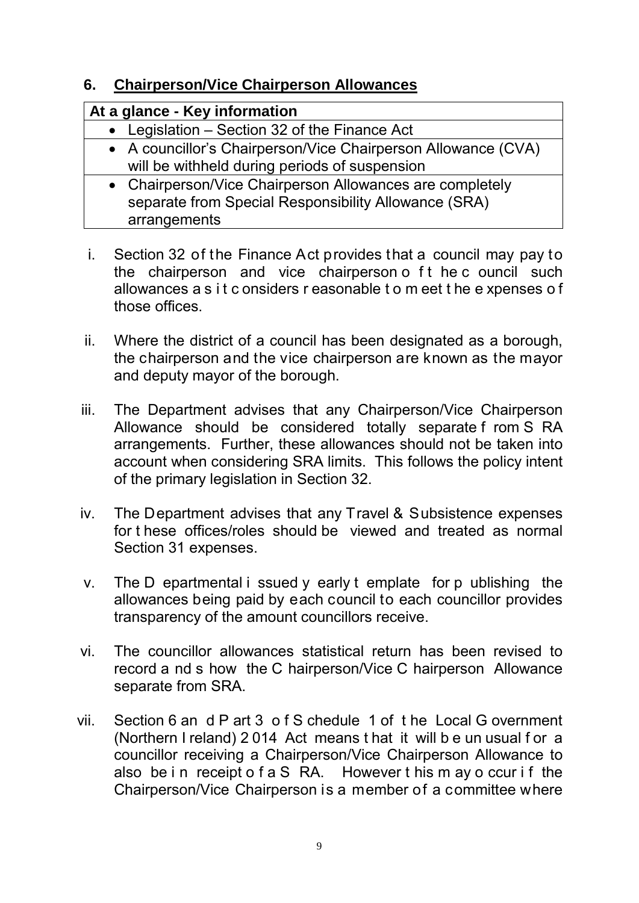## 6. Chairperson/Vice Chairperson Allowances

| At a glance - Key information |
|---|
| • Legislation – Section 32 of the Finance Act |
| • A councillor's Chairperson/Vice Chairperson Allowance (CVA) will be withheld during periods of suspension |
| • Chairperson/Vice Chairperson Allowances are completely separate from Special Responsibility Allowance (SRA) arrangements |

i. Section 32 of the Finance Act provides that a council may pay to the chairperson and vice chairperson of the council such allowances as it considers reasonable to meet the expenses of those offices.

ii. Where the district of a council has been designated as a borough, the chairperson and the vice chairperson are known as the mayor and deputy mayor of the borough.

iii. The Department advises that any Chairperson/Vice Chairperson Allowance should be considered totally separate from SRA arrangements. Further, these allowances should not be taken into account when considering SRA limits. This follows the policy intent of the primary legislation in Section 32.

iv. The Department advises that any Travel & Subsistence expenses for these offices/roles should be viewed and treated as normal Section 31 expenses.

v. The Departmental issued yearly template for publishing the allowances being paid by each council to each councillor provides transparency of the amount councillors receive.

vi. The councillor allowances statistical return has been revised to record and show the Chairperson/Vice Chairperson Allowance separate from SRA.

vii. Section 6 and Part 3 of Schedule 1 of the Local Government (Northern Ireland) 2014 Act means that it will be unusual for a councillor receiving a Chairperson/Vice Chairperson Allowance to also be in receipt of a SRA. However this may occur if the Chairperson/Vice Chairperson is a member of a committee where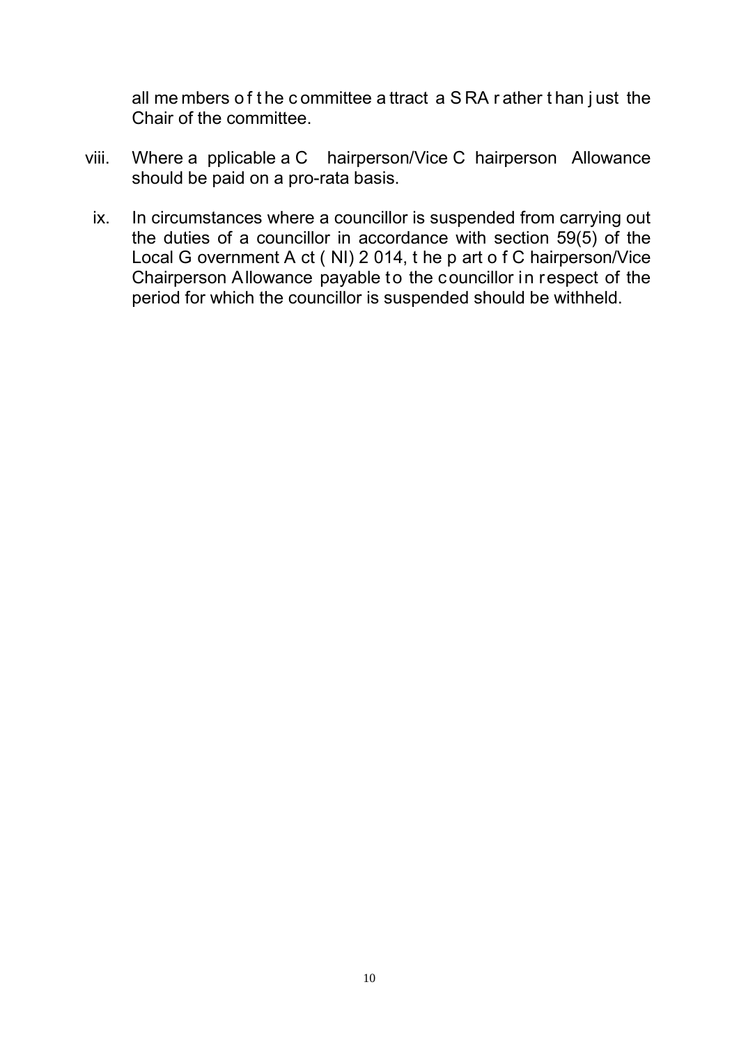all members of the committee attract a SRA rather than just the Chair of the committee.

viii. Where applicable a Chairperson/Vice Chairperson Allowance should be paid on a pro-rata basis.

ix. In circumstances where a councillor is suspended from carrying out the duties of a councillor in accordance with section 59(5) of the Local Government Act (NI) 2014, the part of Chairperson/Vice Chairperson Allowance payable to the councillor in respect of the period for which the councillor is suspended should be withheld.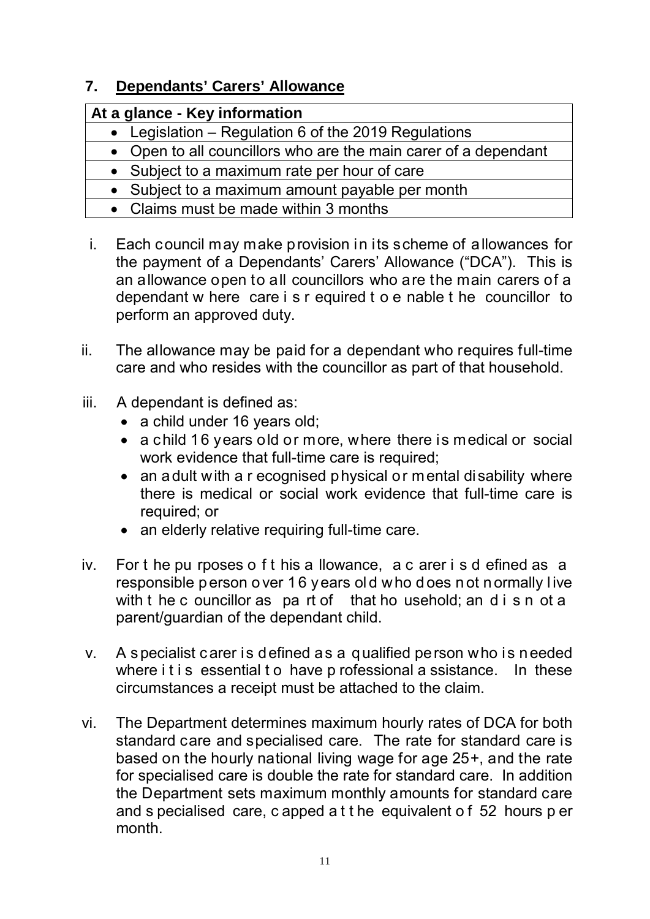## 7. Dependants' Carers' Allowance

| At a glance - Key information |
|---|
| • Legislation – Regulation 6 of the 2019 Regulations |
| • Open to all councillors who are the main carer of a dependant |
| • Subject to a maximum rate per hour of care |
| • Subject to a maximum amount payable per month |
| • Claims must be made within 3 months |

i. Each council may make provision in its scheme of allowances for the payment of a Dependants' Carers' Allowance ("DCA"). This is an allowance open to all councillors who are the main carers of a dependant where care is required to enable the councillor to perform an approved duty.

ii. The allowance may be paid for a dependant who requires full-time care and who resides with the councillor as part of that household.

iii. A dependant is defined as:
   - a child under 16 years old;
   - a child 16 years old or more, where there is medical or social work evidence that full-time care is required;
   - an adult with a recognised physical or mental disability where there is medical or social work evidence that full-time care is required; or
   - an elderly relative requiring full-time care.

iv. For the purposes of this allowance, a carer is defined as a responsible person over 16 years old who does not normally live with the councillor as part of that household; and is not a parent/guardian of the dependant child.

v. A specialist carer is defined as a qualified person who is needed where it is essential to have professional assistance. In these circumstances a receipt must be attached to the claim.

vi. The Department determines maximum hourly rates of DCA for both standard care and specialised care. The rate for standard care is based on the hourly national living wage for age 25+, and the rate for specialised care is double the rate for standard care. In addition the Department sets maximum monthly amounts for standard care and specialised care, capped at the equivalent of 52 hours per month.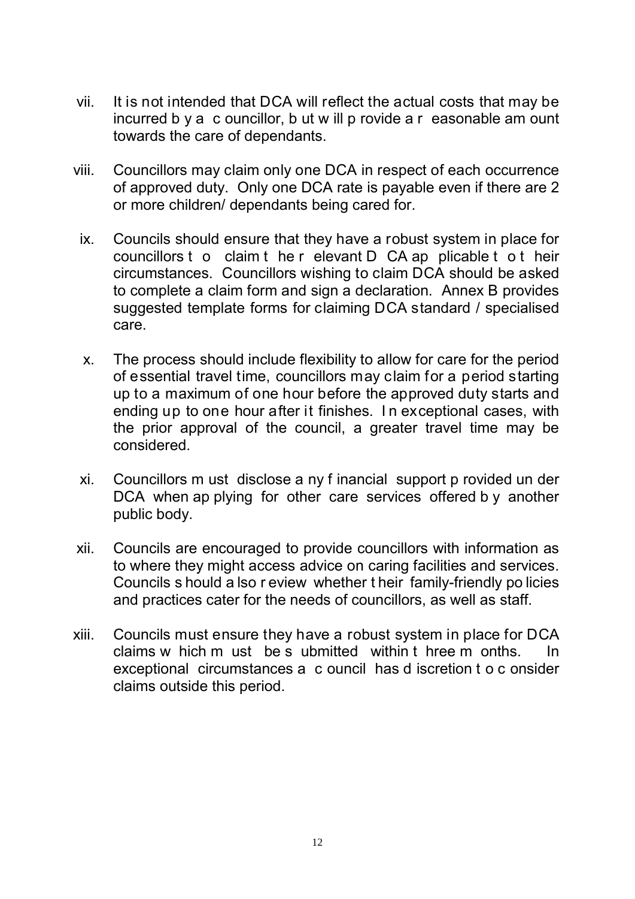vii. It is not intended that DCA will reflect the actual costs that may be incurred by a councillor, but will provide a reasonable amount towards the care of dependants.

viii. Councillors may claim only one DCA in respect of each occurrence of approved duty. Only one DCA rate is payable even if there are 2 or more children/ dependants being cared for.

ix. Councils should ensure that they have a robust system in place for councillors to claim the relevant DCA applicable to their circumstances. Councillors wishing to claim DCA should be asked to complete a claim form and sign a declaration. Annex B provides suggested template forms for claiming DCA standard / specialised care.

x. The process should include flexibility to allow for care for the period of essential travel time, councillors may claim for a period starting up to a maximum of one hour before the approved duty starts and ending up to one hour after it finishes. In exceptional cases, with the prior approval of the council, a greater travel time may be considered.

xi. Councillors must disclose any financial support provided under DCA when applying for other care services offered by another public body.

xii. Councils are encouraged to provide councillors with information as to where they might access advice on caring facilities and services. Councils should also review whether their family-friendly policies and practices cater for the needs of councillors, as well as staff.

xiii. Councils must ensure they have a robust system in place for DCA claims which must be submitted within three months. In exceptional circumstances a council has discretion to consider claims outside this period.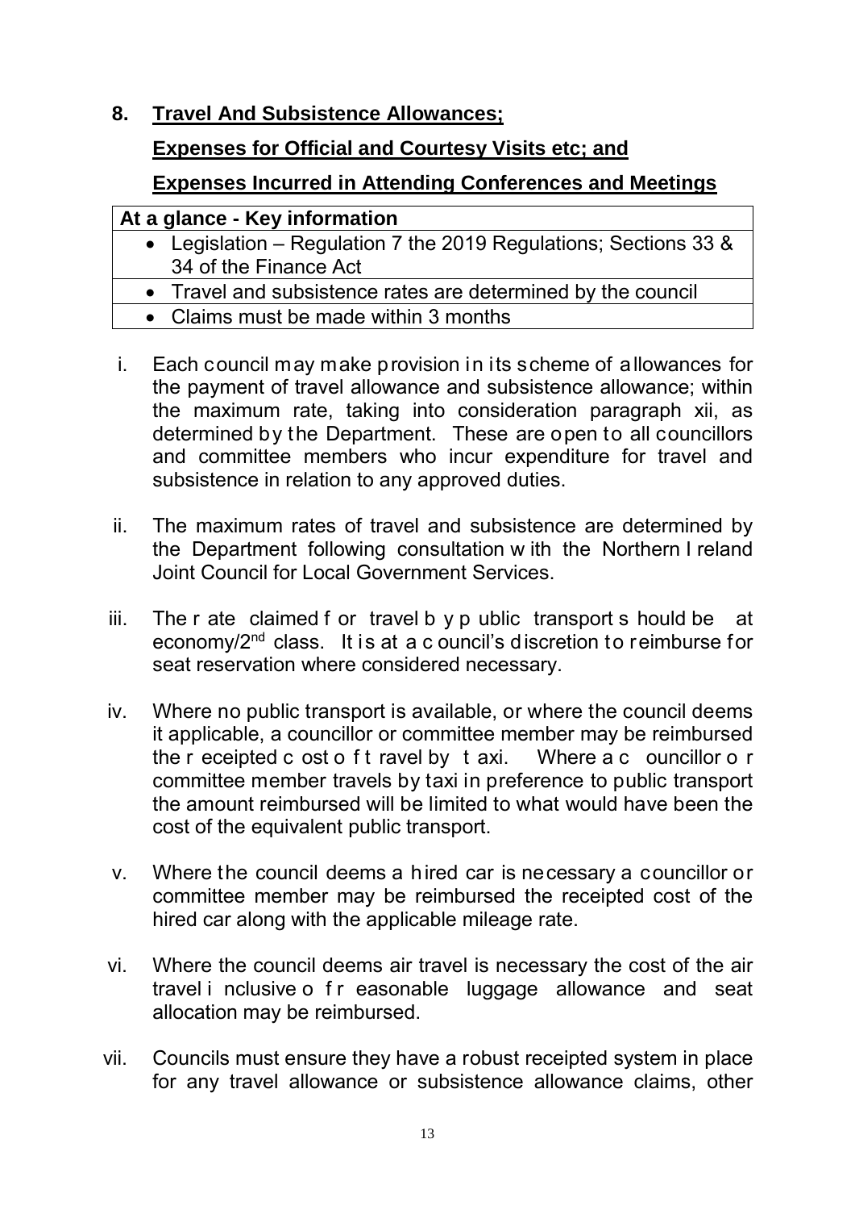## 8. Travel And Subsistence Allowances;

## Expenses for Official and Courtesy Visits etc; and

## Expenses Incurred in Attending Conferences and Meetings

| At a glance - Key information |
| --- |
| • Legislation – Regulation 7 the 2019 Regulations; Sections 33 & 34 of the Finance Act |
| • Travel and subsistence rates are determined by the council |
| • Claims must be made within 3 months |

i. Each council may make provision in its scheme of allowances for the payment of travel allowance and subsistence allowance; within the maximum rate, taking into consideration paragraph xii, as determined by the Department. These are open to all councillors and committee members who incur expenditure for travel and subsistence in relation to any approved duties.

ii. The maximum rates of travel and subsistence are determined by the Department following consultation with the Northern Ireland Joint Council for Local Government Services.

iii. The rate claimed for travel by public transport should be at economy/2nd class. It is at a council's discretion to reimburse for seat reservation where considered necessary.

iv. Where no public transport is available, or where the council deems it applicable, a councillor or committee member may be reimbursed the receipted cost of travel by taxi. Where a councillor or committee member travels by taxi in preference to public transport the amount reimbursed will be limited to what would have been the cost of the equivalent public transport.

v. Where the council deems a hired car is necessary a councillor or committee member may be reimbursed the receipted cost of the hired car along with the applicable mileage rate.

vi. Where the council deems air travel is necessary the cost of the air travel inclusive of reasonable luggage allowance and seat allocation may be reimbursed.

vii. Councils must ensure they have a robust receipted system in place for any travel allowance or subsistence allowance claims, other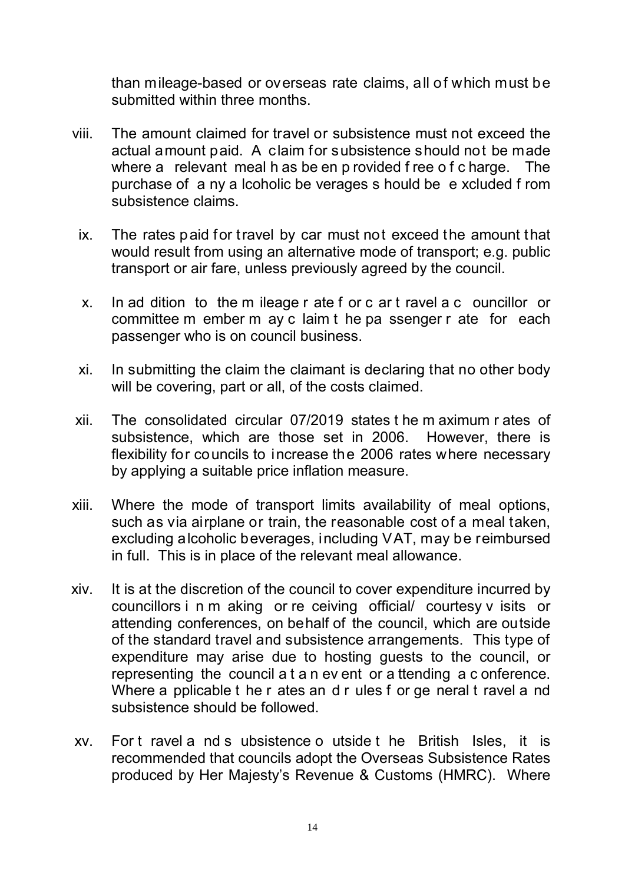than mileage-based or overseas rate claims, all of which must be submitted within three months.

viii. The amount claimed for travel or subsistence must not exceed the actual amount paid. A claim for subsistence should not be made where a relevant meal has been provided free of charge. The purchase of any alcoholic beverages should be excluded from subsistence claims.

ix. The rates paid for travel by car must not exceed the amount that would result from using an alternative mode of transport; e.g. public transport or air fare, unless previously agreed by the council.

x. In addition to the mileage rate for car travel a councillor or committee member may claim the passenger rate for each passenger who is on council business.

xi. In submitting the claim the claimant is declaring that no other body will be covering, part or all, of the costs claimed.

xii. The consolidated circular 07/2019 states the maximum rates of subsistence, which are those set in 2006. However, there is flexibility for councils to increase the 2006 rates where necessary by applying a suitable price inflation measure.

xiii. Where the mode of transport limits availability of meal options, such as via airplane or train, the reasonable cost of a meal taken, excluding alcoholic beverages, including VAT, may be reimbursed in full. This is in place of the relevant meal allowance.

xiv. It is at the discretion of the council to cover expenditure incurred by councillors in making or receiving official/ courtesy visits or attending conferences, on behalf of the council, which are outside of the standard travel and subsistence arrangements. This type of expenditure may arise due to hosting guests to the council, or representing the council at an event or attending a conference. Where applicable the rates and rules for general travel and subsistence should be followed.

xv. For travel and subsistence outside the British Isles, it is recommended that councils adopt the Overseas Subsistence Rates produced by Her Majesty's Revenue & Customs (HMRC). Where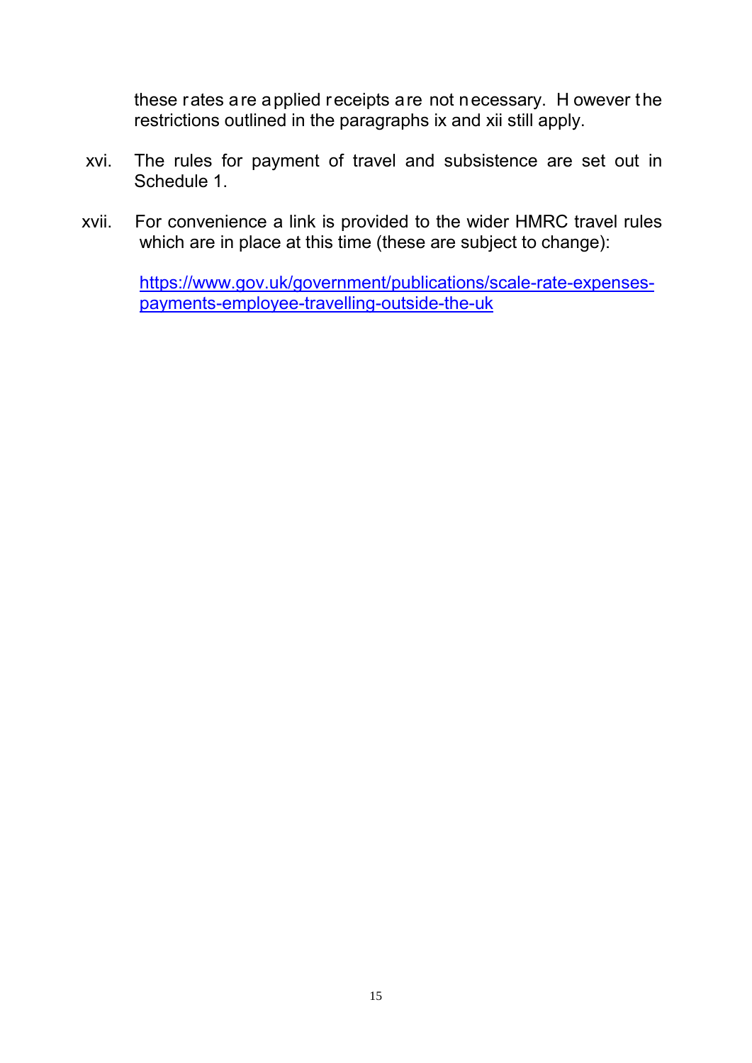these rates are applied receipts are not necessary. However the restrictions outlined in the paragraphs ix and xii still apply.

xvi. The rules for payment of travel and subsistence are set out in Schedule 1.

xvii. For convenience a link is provided to the wider HMRC travel rules which are in place at this time (these are subject to change):

[https://www.gov.uk/government/publications/scale-rate-expenses-payments-employee-travelling-outside-the-uk](https://www.gov.uk/government/publications/scale-rate-expenses-payments-employee-travelling-outside-the-uk)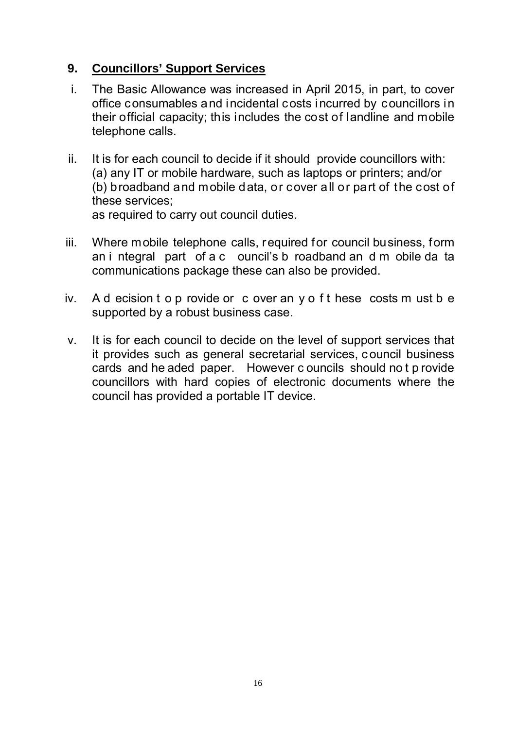## 9. Councillors' Support Services

i. The Basic Allowance was increased in April 2015, in part, to cover office consumables and incidental costs incurred by councillors in their official capacity; this includes the cost of landline and mobile telephone calls.

ii. It is for each council to decide if it should provide councillors with:
(a) any IT or mobile hardware, such as laptops or printers; and/or
(b) broadband and mobile data, or cover all or part of the cost of these services;
as required to carry out council duties.

iii. Where mobile telephone calls, required for council business, form an integral part of a council's broadband and mobile data communications package these can also be provided.

iv. A decision to provide or cover any of these costs must be supported by a robust business case.

v. It is for each council to decide on the level of support services that it provides such as general secretarial services, council business cards and headed paper. However councils should not provide councillors with hard copies of electronic documents where the council has provided a portable IT device.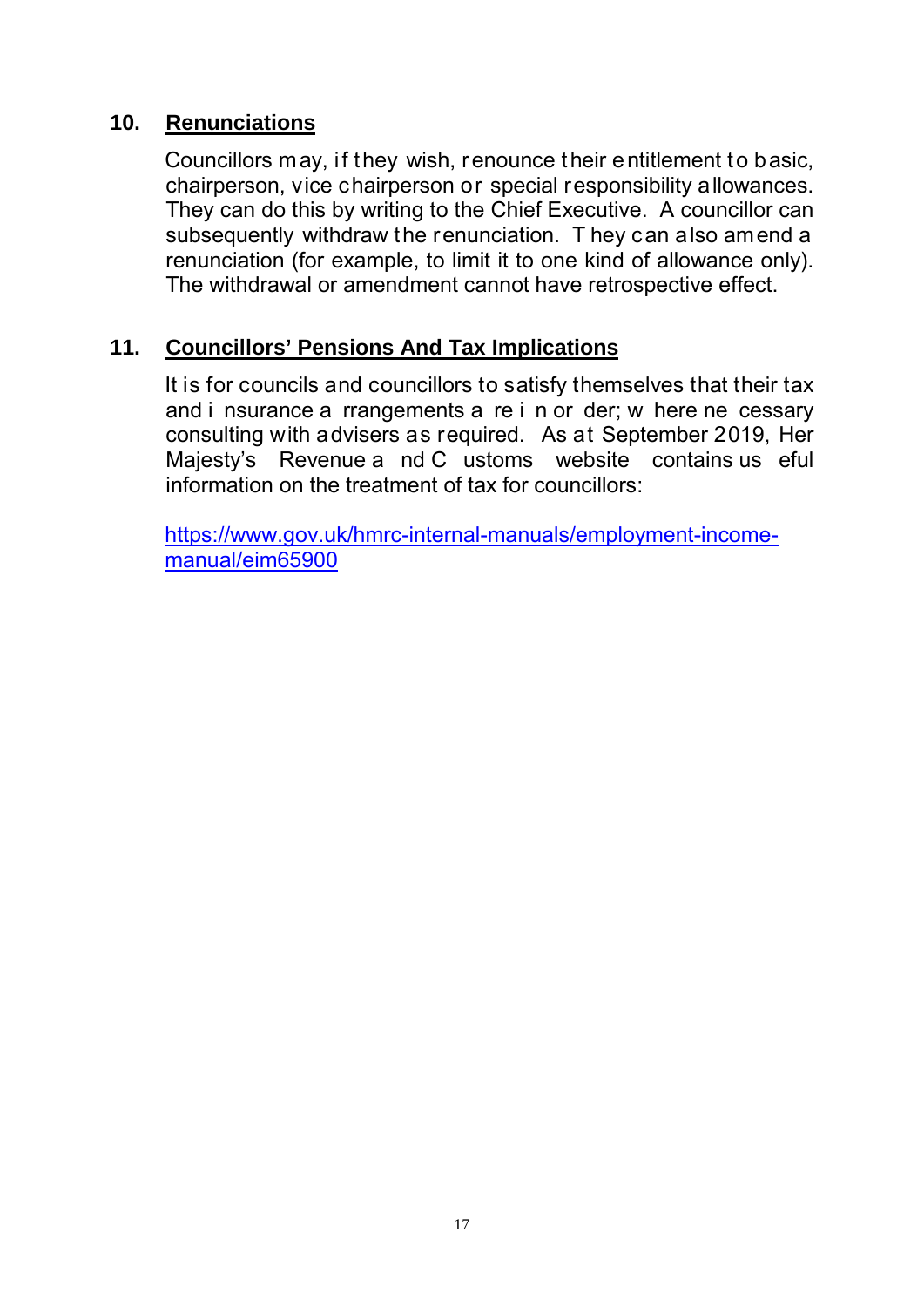## 10. Renunciations

Councillors may, if they wish, renounce their entitlement to basic, chairperson, vice chairperson or special responsibility allowances. They can do this by writing to the Chief Executive. A councillor can subsequently withdraw the renunciation. They can also amend a renunciation (for example, to limit it to one kind of allowance only). The withdrawal or amendment cannot have retrospective effect.

## 11. Councillors' Pensions And Tax Implications

It is for councils and councillors to satisfy themselves that their tax and insurance arrangements are in order; where necessary consulting with advisers as required. As at September 2019, Her Majesty's Revenue and Customs website contains useful information on the treatment of tax for councillors:

https://www.gov.uk/hmrc-internal-manuals/employment-income-manual/eim65900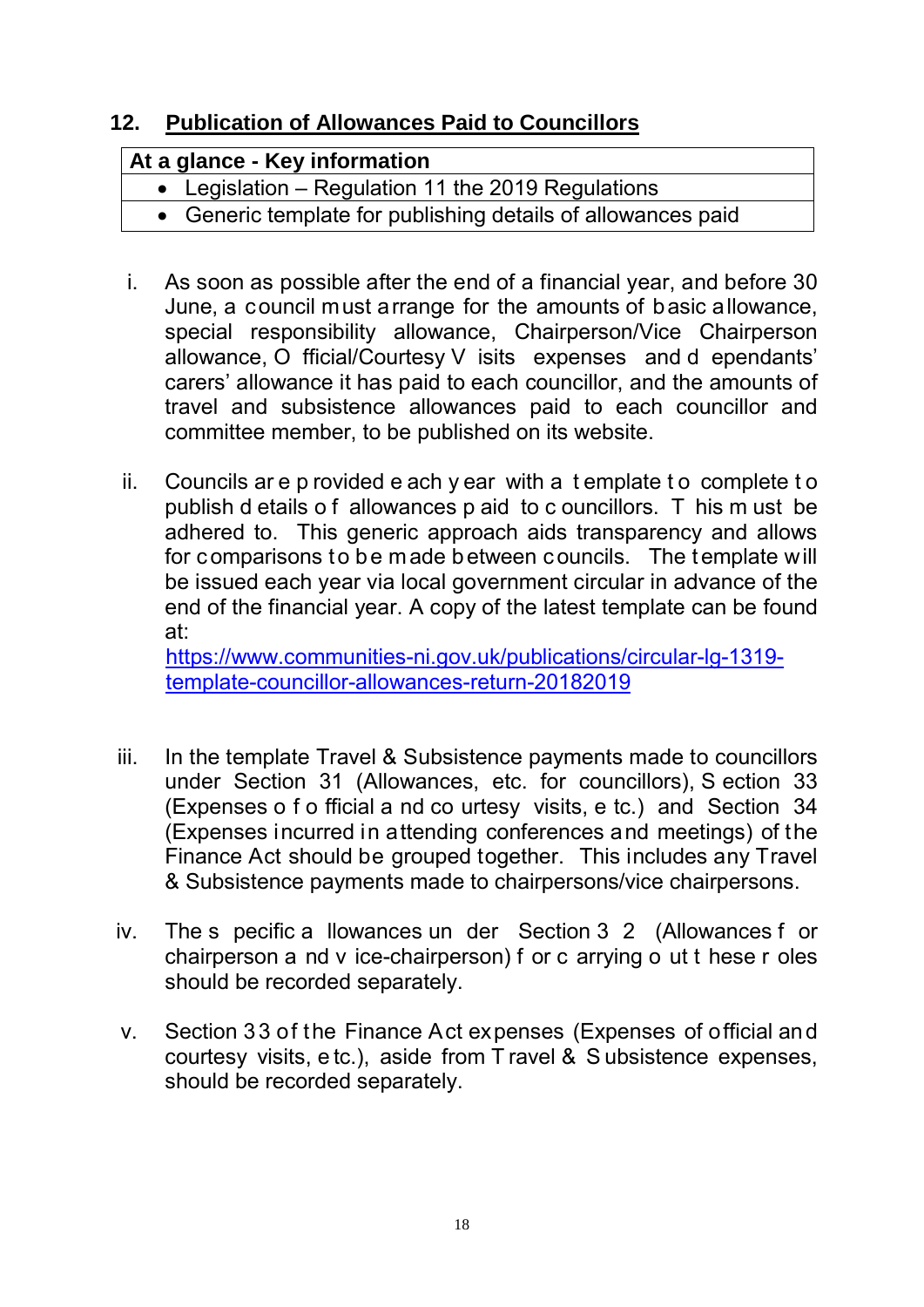## 12. Publication of Allowances Paid to Councillors

| At a glance - Key information |
|---|
| • Legislation – Regulation 11 the 2019 Regulations |
| • Generic template for publishing details of allowances paid |

i. As soon as possible after the end of a financial year, and before 30 June, a council must arrange for the amounts of basic allowance, special responsibility allowance, Chairperson/Vice Chairperson allowance, Official/Courtesy Visits expenses and dependants' carers' allowance it has paid to each councillor, and the amounts of travel and subsistence allowances paid to each councillor and committee member, to be published on its website.

ii. Councils are provided each year with a template to complete to publish details of allowances paid to councillors. This must be adhered to. This generic approach aids transparency and allows for comparisons to be made between councils. The template will be issued each year via local government circular in advance of the end of the financial year. A copy of the latest template can be found at:
[https://www.communities-ni.gov.uk/publications/circular-lg-1319-template-councillor-allowances-return-20182019](https://www.communities-ni.gov.uk/publications/circular-lg-1319-template-councillor-allowances-return-20182019)

iii. In the template Travel & Subsistence payments made to councillors under Section 31 (Allowances, etc. for councillors), Section 33 (Expenses of official and courtesy visits, etc.) and Section 34 (Expenses incurred in attending conferences and meetings) of the Finance Act should be grouped together. This includes any Travel & Subsistence payments made to chairpersons/vice chairpersons.

iv. The specific allowances under Section 32 (Allowances for chairperson and vice-chairperson) for carrying out these roles should be recorded separately.

v. Section 33 of the Finance Act expenses (Expenses of official and courtesy visits, etc.), aside from Travel & Subsistence expenses, should be recorded separately.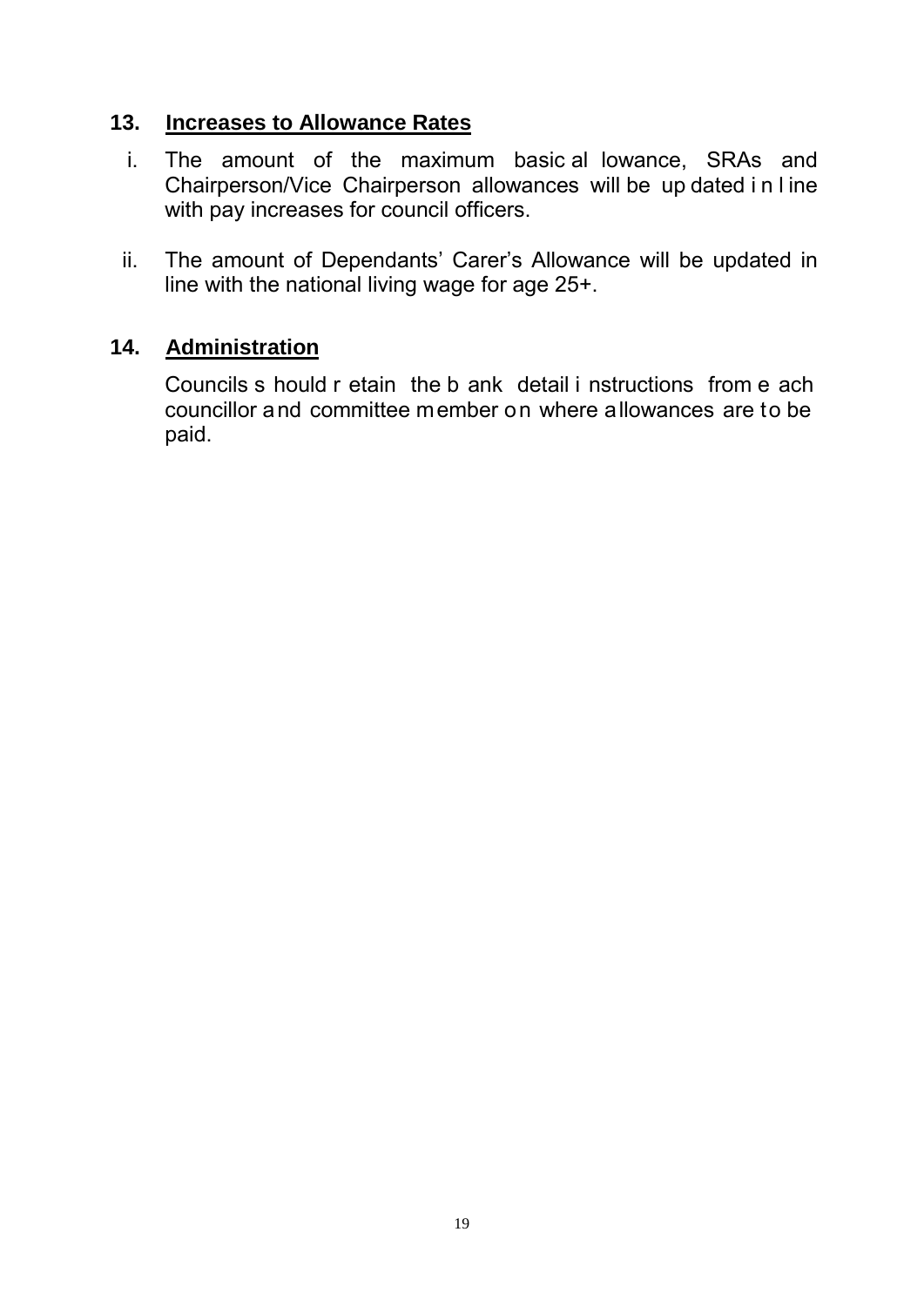## 13. Increases to Allowance Rates

i. The amount of the maximum basic allowance, SRAs and Chairperson/Vice Chairperson allowances will be updated in line with pay increases for council officers.

ii. The amount of Dependants' Carer's Allowance will be updated in line with the national living wage for age 25+.

## 14. Administration

Councils should retain the bank detail instructions from each councillor and committee member on where allowances are to be paid.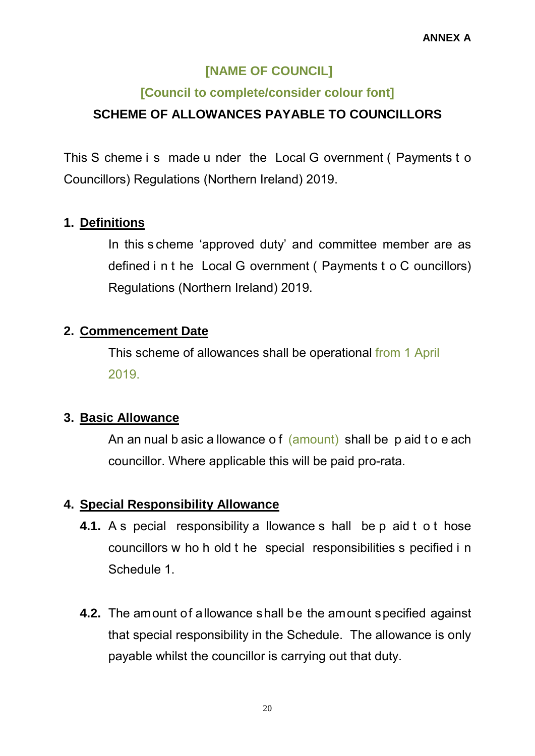**ANNEX A**

## [NAME OF COUNCIL]

### [Council to complete/consider colour font]

### SCHEME OF ALLOWANCES PAYABLE TO COUNCILLORS

This Scheme is made under the Local Government (Payments to Councillors) Regulations (Northern Ireland) 2019.

**1. <u>Definitions</u>**

In this scheme 'approved duty' and committee member are as defined in the Local Government (Payments to Councillors) Regulations (Northern Ireland) 2019.

**2. <u>Commencement Date</u>**

This scheme of allowances shall be operational from 1 April 2019.

**3. <u>Basic Allowance</u>**

An annual basic allowance of (amount) shall be paid to each councillor. Where applicable this will be paid pro-rata.

**4. <u>Special Responsibility Allowance</u>**

**4.1.** A special responsibility allowance shall be paid to those councillors who hold the special responsibilities specified in Schedule 1.

**4.2.** The amount of allowance shall be the amount specified against that special responsibility in the Schedule. The allowance is only payable whilst the councillor is carrying out that duty.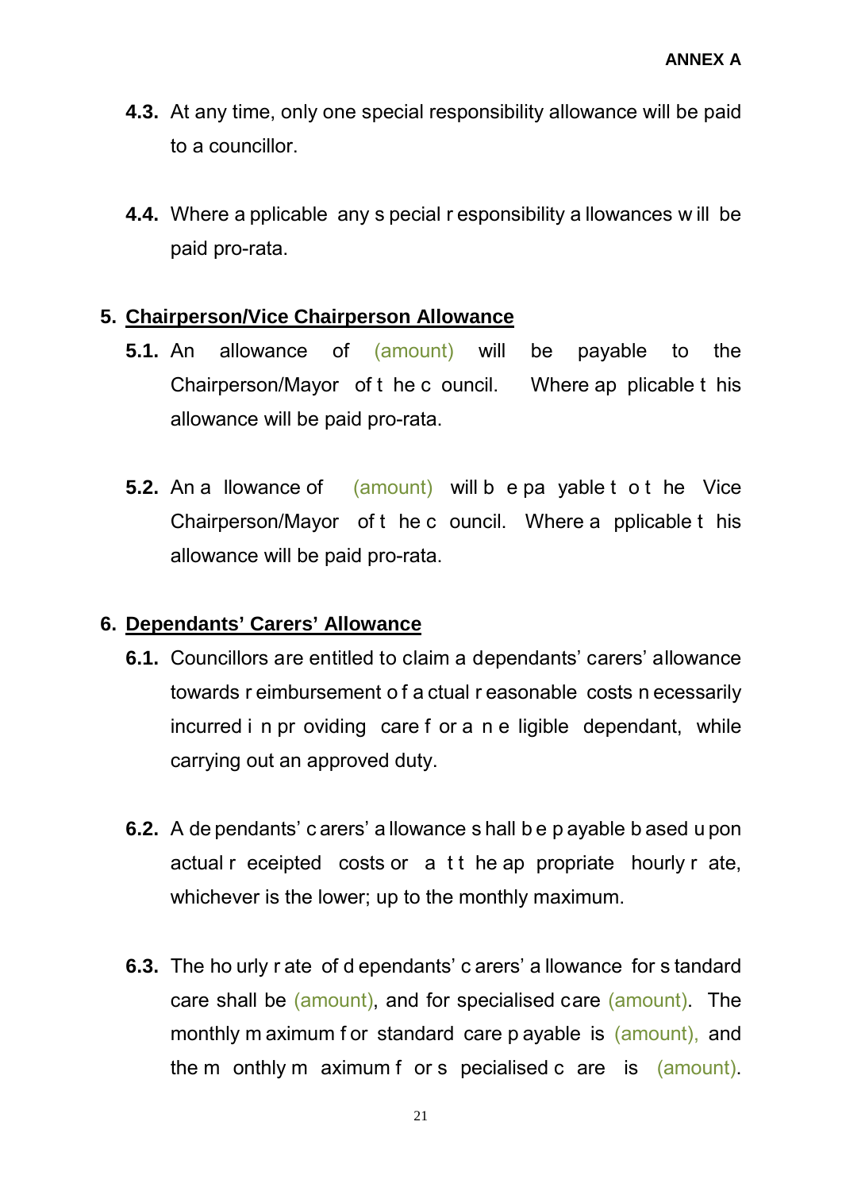**4.3.** At any time, only one special responsibility allowance will be paid to a councillor.

**4.4.** Where applicable any special responsibility allowances will be paid pro-rata.

## 5. Chairperson/Vice Chairperson Allowance

**5.1.** An allowance of (amount) will be payable to the Chairperson/Mayor of the council. Where applicable this allowance will be paid pro-rata.

**5.2.** An allowance of (amount) will be payable to the Vice Chairperson/Mayor of the council. Where applicable this allowance will be paid pro-rata.

## 6. Dependants' Carers' Allowance

**6.1.** Councillors are entitled to claim a dependants' carers' allowance towards reimbursement of actual reasonable costs necessarily incurred in providing care for an eligible dependant, while carrying out an approved duty.

**6.2.** A dependants' carers' allowance shall be payable based upon actual receipted costs or at the appropriate hourly rate, whichever is the lower; up to the monthly maximum.

**6.3.** The hourly rate of dependants' carers' allowance for standard care shall be (amount), and for specialised care (amount). The monthly maximum for standard care payable is (amount), and the monthly maximum for specialised care is (amount).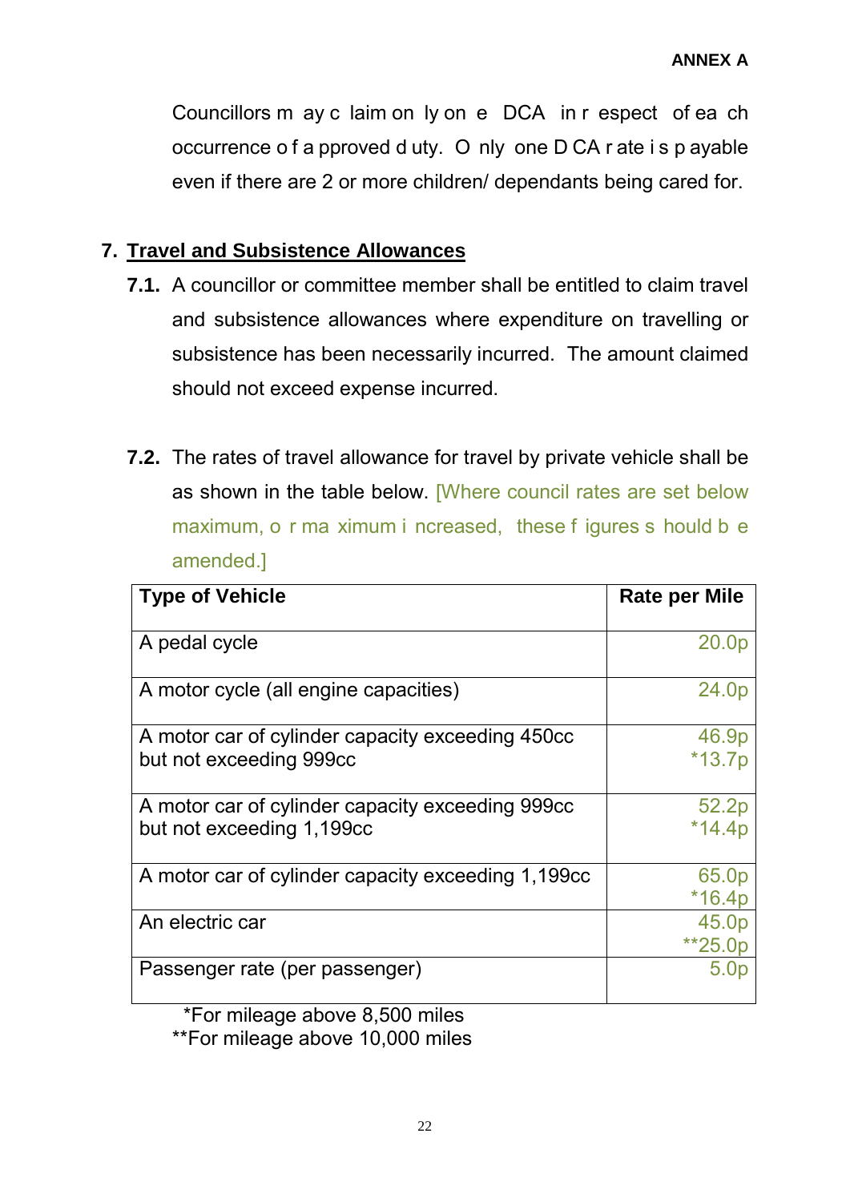Councillors may claim only one DCA in respect of each occurrence of approved duty. Only one DCA rate is payable even if there are 2 or more children/ dependants being cared for.

## 7. Travel and Subsistence Allowances

**7.1.** A councillor or committee member shall be entitled to claim travel and subsistence allowances where expenditure on travelling or subsistence has been necessarily incurred. The amount claimed should not exceed expense incurred.

**7.2.** The rates of travel allowance for travel by private vehicle shall be as shown in the table below. [Where council rates are set below maximum, or maximum increased, these figures should be amended.]

| **Type of Vehicle** | **Rate per Mile** |
|---|---|
| A pedal cycle | 20.0p |
| A motor cycle (all engine capacities) | 24.0p |
| A motor car of cylinder capacity exceeding 450cc but not exceeding 999cc | 46.9p<br>*13.7p |
| A motor car of cylinder capacity exceeding 999cc but not exceeding 1,199cc | 52.2p<br>*14.4p |
| A motor car of cylinder capacity exceeding 1,199cc | 65.0p<br>*16.4p |
| An electric car | 45.0p<br>**25.0p |
| Passenger rate (per passenger) | 5.0p |

*For mileage above 8,500 miles
**For mileage above 10,000 miles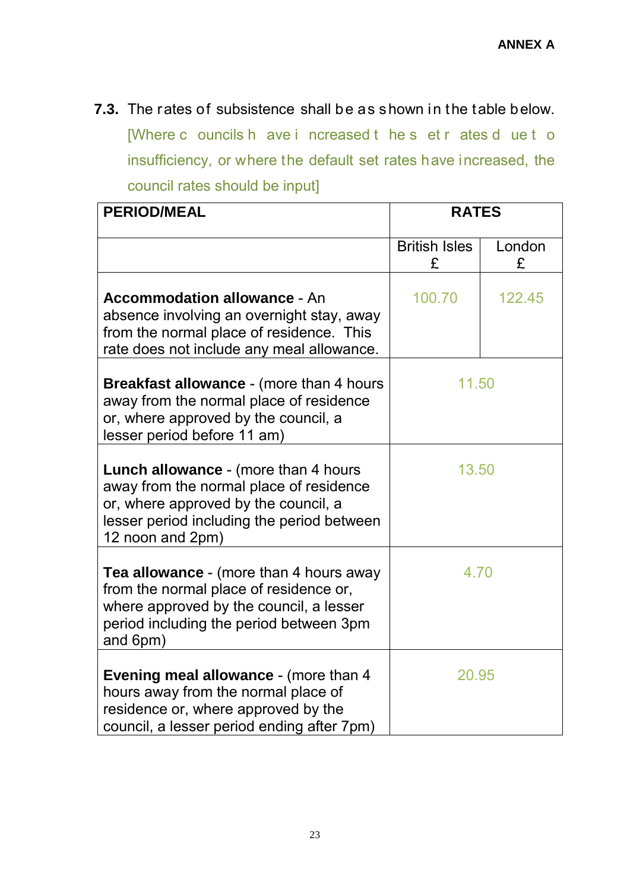**ANNEX A**

**7.3.** The rates of subsistence shall be as shown in the table below. [Where councils have increased the set rates due to insufficiency, or where the default set rates have increased, the council rates should be input]

| **PERIOD/MEAL** | **RATES** | |
|---|---|---|
| | British Isles £ | London £ |
| **Accommodation allowance** - An absence involving an overnight stay, away from the normal place of residence. This rate does not include any meal allowance. | 100.70 | 122.45 |
| **Breakfast allowance** - (more than 4 hours away from the normal place of residence or, where approved by the council, a lesser period before 11 am) | 11.50 | |
| **Lunch allowance** - (more than 4 hours away from the normal place of residence or, where approved by the council, a lesser period including the period between 12 noon and 2pm) | 13.50 | |
| **Tea allowance** - (more than 4 hours away from the normal place of residence or, where approved by the council, a lesser period including the period between 3pm and 6pm) | 4.70 | |
| **Evening meal allowance** - (more than 4 hours away from the normal place of residence or, where approved by the council, a lesser period ending after 7pm) | 20.95 | |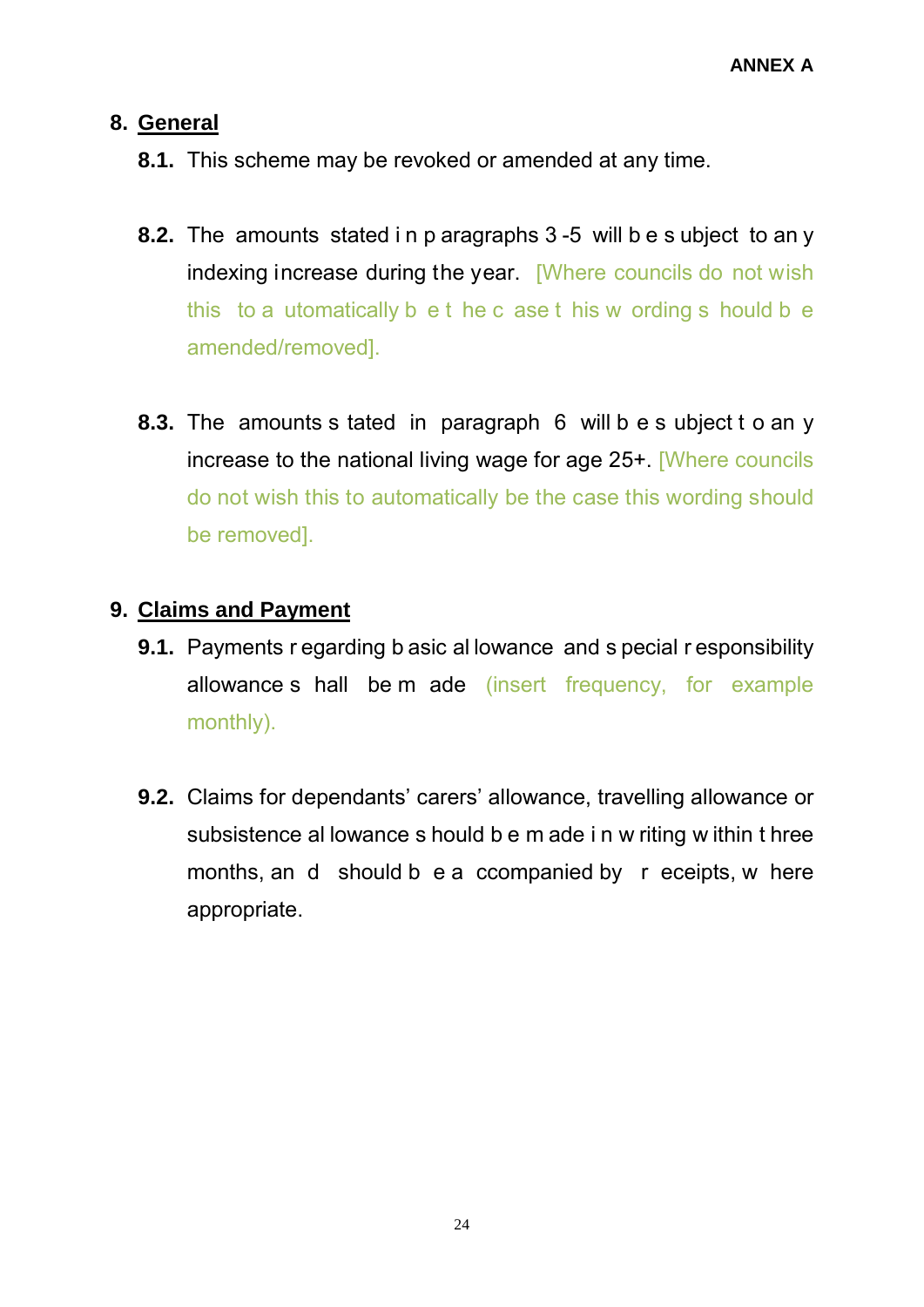## 8. General

**8.1.** This scheme may be revoked or amended at any time.

**8.2.** The amounts stated in paragraphs 3-5 will be subject to any indexing increase during the year. [Where councils do not wish this to automatically be the case this wording should be amended/removed].

**8.3.** The amounts stated in paragraph 6 will be subject to any increase to the national living wage for age 25+. [Where councils do not wish this to automatically be the case this wording should be removed].

## 9. Claims and Payment

**9.1.** Payments regarding basic allowance and special responsibility allowance shall be made (insert frequency, for example monthly).

**9.2.** Claims for dependants' carers' allowance, travelling allowance or subsistence allowance should be made in writing within three months, and should be accompanied by receipts, where appropriate.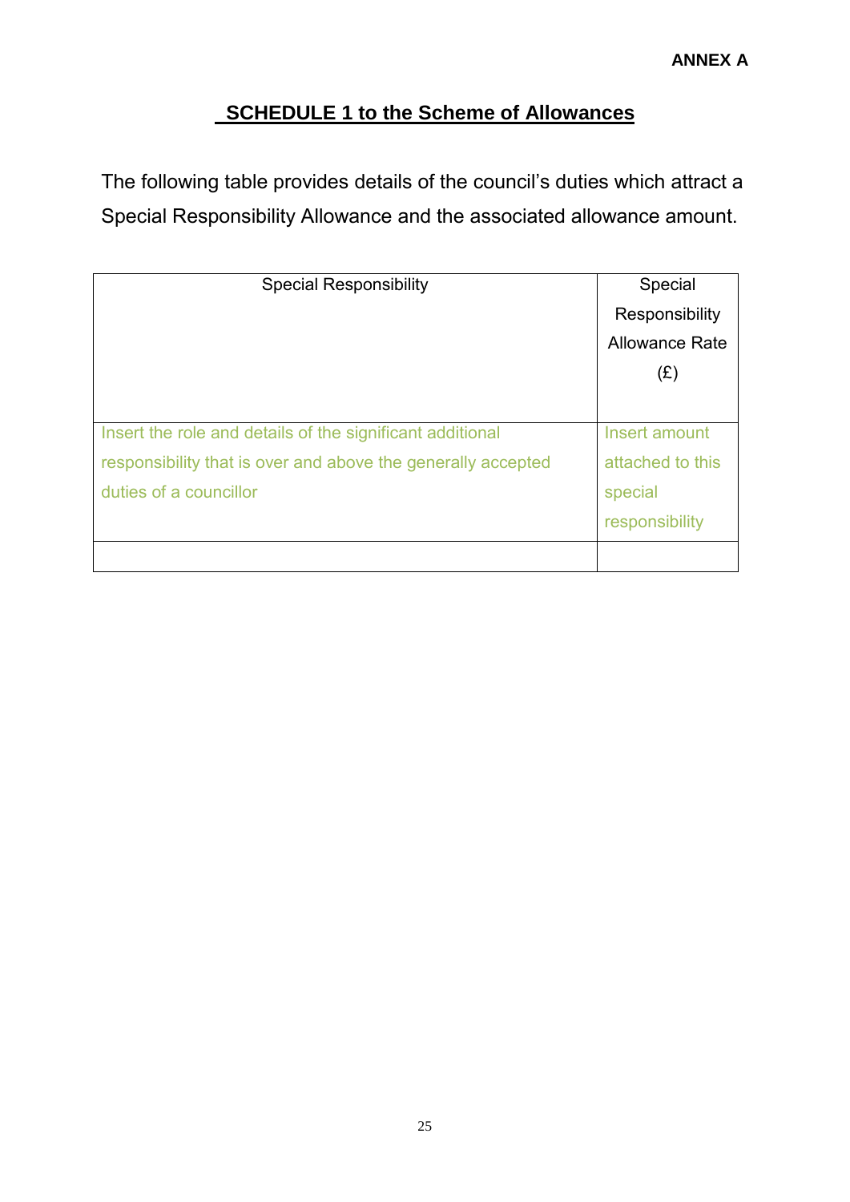**ANNEX A**

## SCHEDULE 1 to the Scheme of Allowances

The following table provides details of the council's duties which attract a Special Responsibility Allowance and the associated allowance amount.

| Special Responsibility | Special Responsibility Allowance Rate (£) |
|---|---|
| Insert the role and details of the significant additional responsibility that is over and above the generally accepted duties of a councillor | Insert amount attached to this special responsibility |
| | |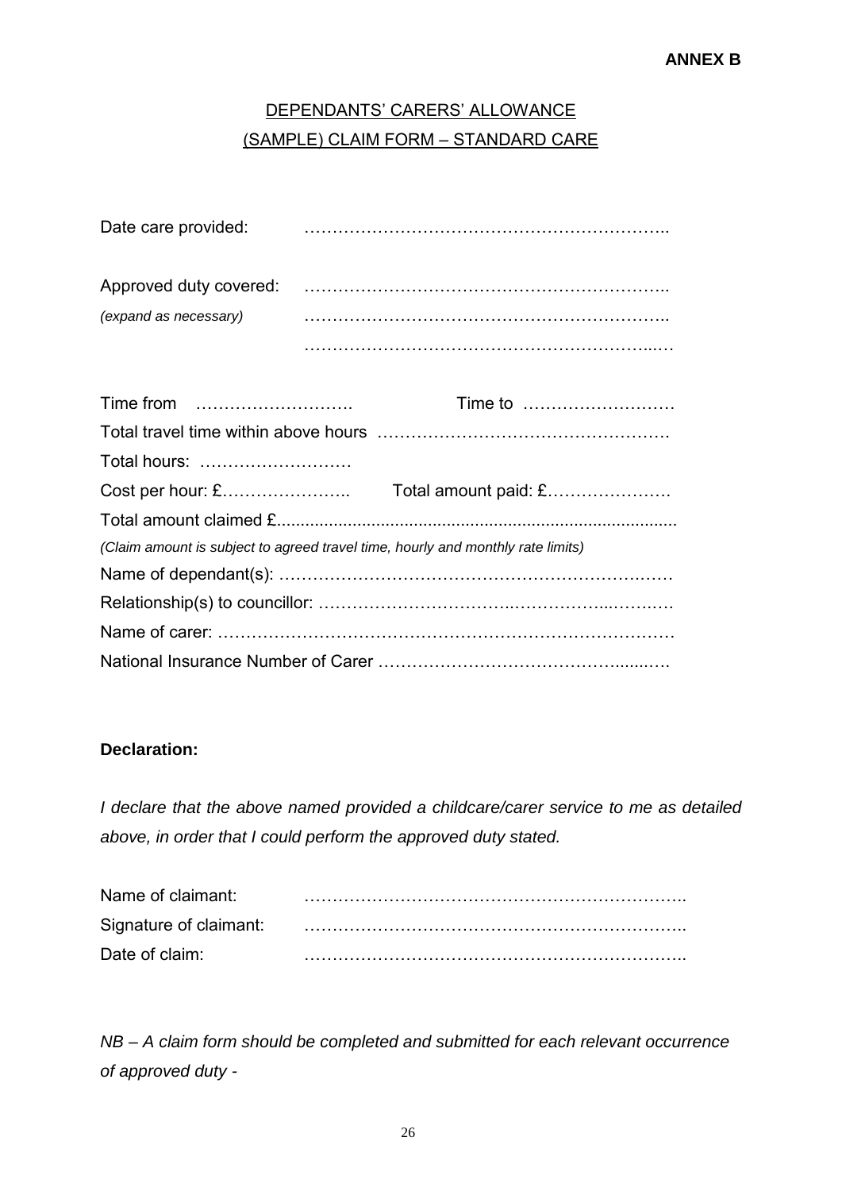**ANNEX B**

## DEPENDANTS' CARERS' ALLOWANCE
## (SAMPLE) CLAIM FORM – STANDARD CARE

Date care provided: ………………………………………………………..

Approved duty covered: ………………………………………………………..
*(expand as necessary)* ………………………………………………………..
………………………………………………………..

Time from ………………………. Time to ………………………

Total travel time within above hours …………………………………………….

Total hours: ………………………

Cost per hour: £………………….. Total amount paid: £………………….

Total amount claimed £...................................................................................

*(Claim amount is subject to agreed travel time, hourly and monthly rate limits)*

Name of dependant(s): ………………………………………………………….……

Relationship(s) to councillor: ……………………………..……………...…….….

Name of carer: ………………………………………………………………………

National Insurance Number of Carer ……………………………………......….

**Declaration:**

*I declare that the above named provided a childcare/carer service to me as detailed above, in order that I could perform the approved duty stated.*

Name of claimant: …………………………………………………………..

Signature of claimant: …………………………………………………………..

Date of claim: …………………………………………………………..

*NB – A claim form should be completed and submitted for each relevant occurrence of approved duty -*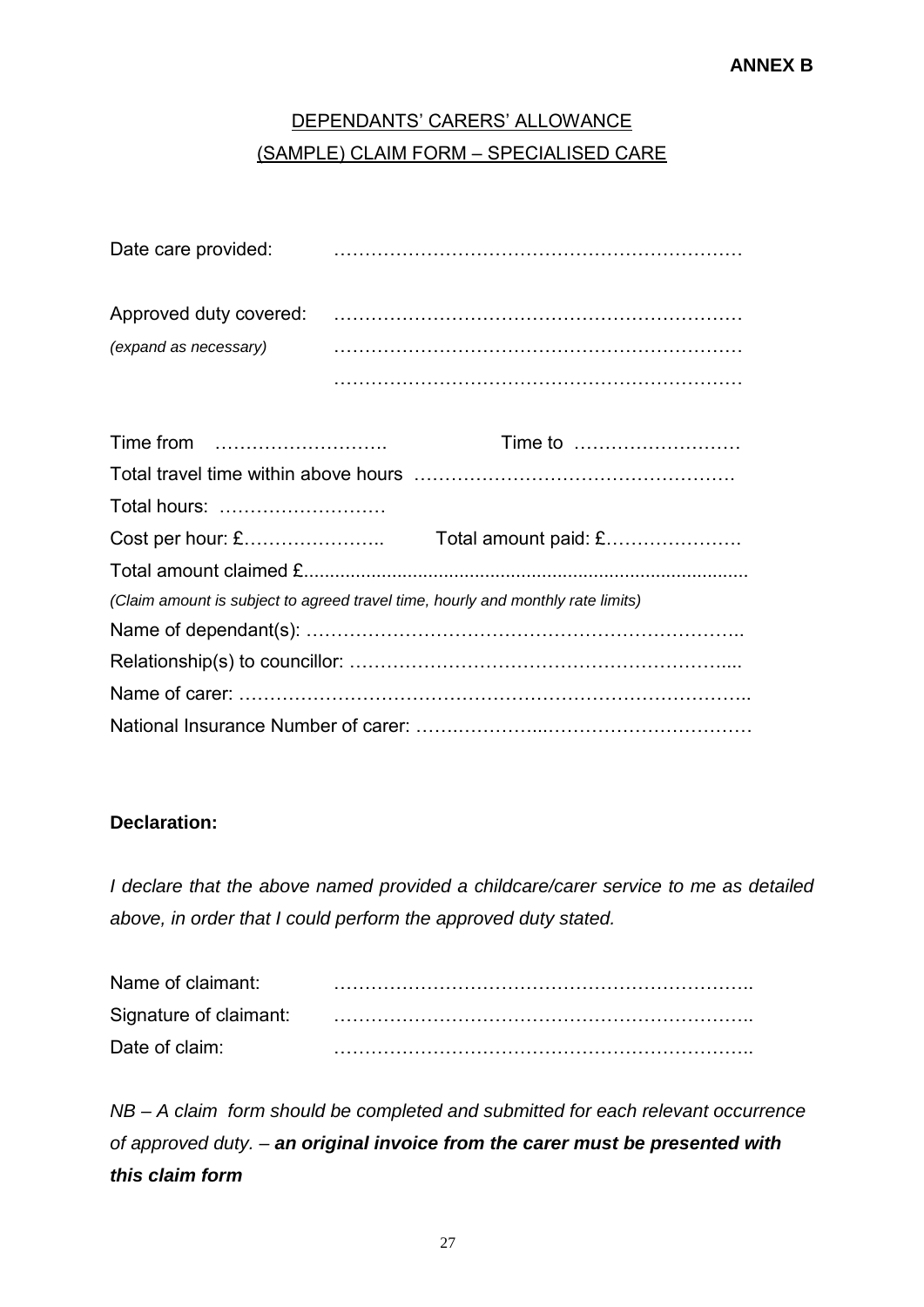**ANNEX B**

<u>DEPENDANTS' CARERS' ALLOWANCE</u>

<u>(SAMPLE) CLAIM FORM – SPECIALISED CARE</u>

Date care provided: …………………………………………………………

Approved duty covered: …………………………………………………………
*(expand as necessary)* …………………………………………………………
…………………………………………………………

Time from ………………………. Time to ………………………

Total travel time within above hours …………………………………………….

Total hours: ………………………

Cost per hour: £………………….. Total amount paid: £………………….

Total amount claimed £....................................................................................

*(Claim amount is subject to agreed travel time, hourly and monthly rate limits)*

Name of dependant(s): …………………………………………………………..

Relationship(s) to councillor: ……………………………………………………....

Name of carer: ………………………………………………………………………..

National Insurance Number of carer: ……………………..……………………………

**Declaration:**

*I declare that the above named provided a childcare/carer service to me as detailed above, in order that I could perform the approved duty stated.*

Name of claimant: …………………………………………………………..

Signature of claimant: …………………………………………………………..

Date of claim: …………………………………………………………..

*NB – A claim form should be completed and submitted for each relevant occurrence of approved duty. –* ***an original invoice from the carer must be presented with this claim form***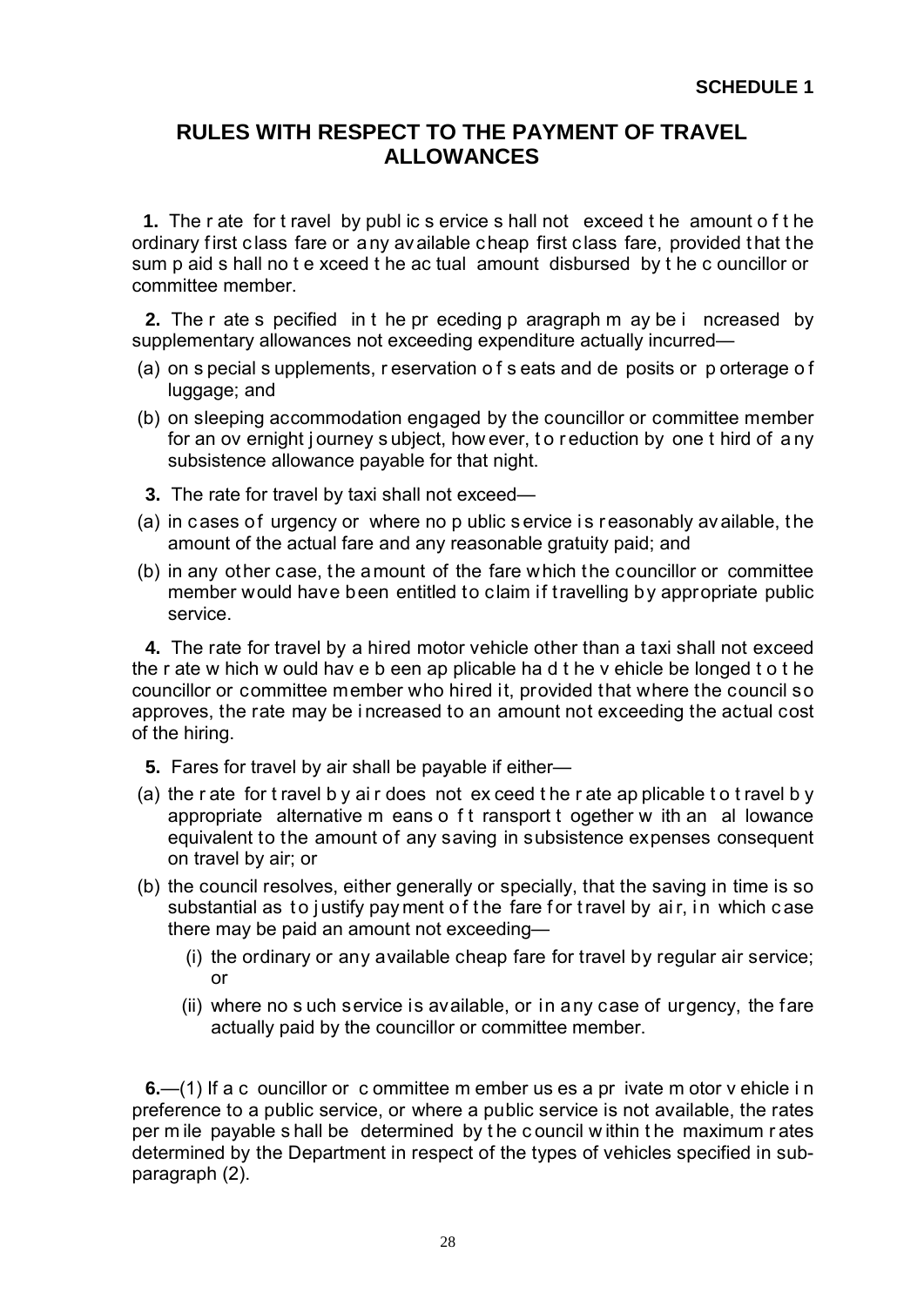**SCHEDULE 1**

## RULES WITH RESPECT TO THE PAYMENT OF TRAVEL ALLOWANCES

**1.** The rate for travel by public service shall not exceed the amount of the ordinary first class fare or any available cheap first class fare, provided that the sum paid shall not exceed the actual amount disbursed by the councillor or committee member.

**2.** The rate specified in the preceding paragraph may be increased by supplementary allowances not exceeding expenditure actually incurred—

(a) on special supplements, reservation of seats and deposits or porterage of luggage; and

(b) on sleeping accommodation engaged by the councillor or committee member for an overnight journey subject, however, to reduction by one third of any subsistence allowance payable for that night.

**3.** The rate for travel by taxi shall not exceed—

(a) in cases of urgency or where no public service is reasonably available, the amount of the actual fare and any reasonable gratuity paid; and

(b) in any other case, the amount of the fare which the councillor or committee member would have been entitled to claim if travelling by appropriate public service.

**4.** The rate for travel by a hired motor vehicle other than a taxi shall not exceed the rate which would have been applicable had the vehicle belonged to the councillor or committee member who hired it, provided that where the council so approves, the rate may be increased to an amount not exceeding the actual cost of the hiring.

**5.** Fares for travel by air shall be payable if either—

(a) the rate for travel by air does not exceed the rate applicable to travel by appropriate alternative means of transport together with an allowance equivalent to the amount of any saving in subsistence expenses consequent on travel by air; or

(b) the council resolves, either generally or specially, that the saving in time is so substantial as to justify payment of the fare for travel by air, in which case there may be paid an amount not exceeding—

  (i) the ordinary or any available cheap fare for travel by regular air service; or

  (ii) where no such service is available, or in any case of urgency, the fare actually paid by the councillor or committee member.

**6.**—(1) If a councillor or committee member uses a private motor vehicle in preference to a public service, or where a public service is not available, the rates per mile payable shall be determined by the council within the maximum rates determined by the Department in respect of the types of vehicles specified in sub-paragraph (2).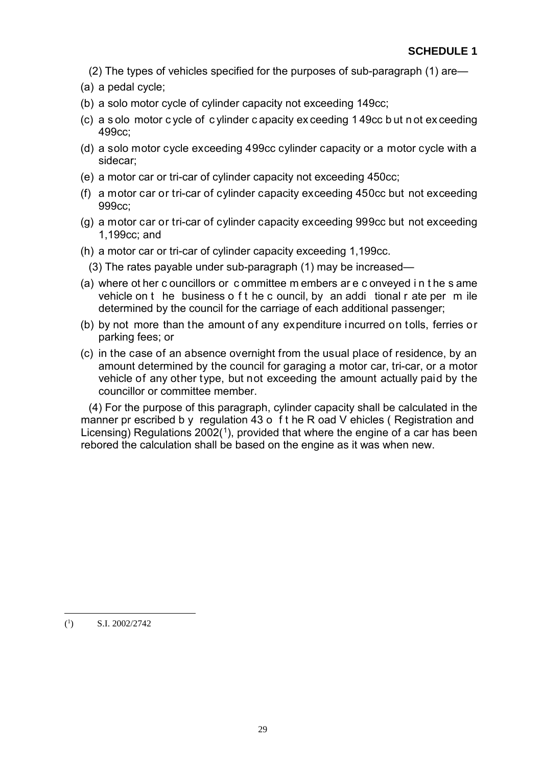**SCHEDULE 1**

(2) The types of vehicles specified for the purposes of sub-paragraph (1) are—

(a) a pedal cycle;

(b) a solo motor cycle of cylinder capacity not exceeding 149cc;

(c) a solo motor cycle of cylinder capacity exceeding 149cc but not exceeding 499cc;

(d) a solo motor cycle exceeding 499cc cylinder capacity or a motor cycle with a sidecar;

(e) a motor car or tri-car of cylinder capacity not exceeding 450cc;

(f) a motor car or tri-car of cylinder capacity exceeding 450cc but not exceeding 999cc;

(g) a motor car or tri-car of cylinder capacity exceeding 999cc but not exceeding 1,199cc; and

(h) a motor car or tri-car of cylinder capacity exceeding 1,199cc.

(3) The rates payable under sub-paragraph (1) may be increased—

(a) where other councillors or committee members are conveyed in the same vehicle on the business of the council, by an additional rate per mile determined by the council for the carriage of each additional passenger;

(b) by not more than the amount of any expenditure incurred on tolls, ferries or parking fees; or

(c) in the case of an absence overnight from the usual place of residence, by an amount determined by the council for garaging a motor car, tri-car, or a motor vehicle of any other type, but not exceeding the amount actually paid by the councillor or committee member.

(4) For the purpose of this paragraph, cylinder capacity shall be calculated in the manner prescribed by regulation 43 of the Road Vehicles (Registration and Licensing) Regulations 2002[1], provided that where the engine of a car has been rebored the calculation shall be based on the engine as it was when new.

---

[1] S.I. 2002/2742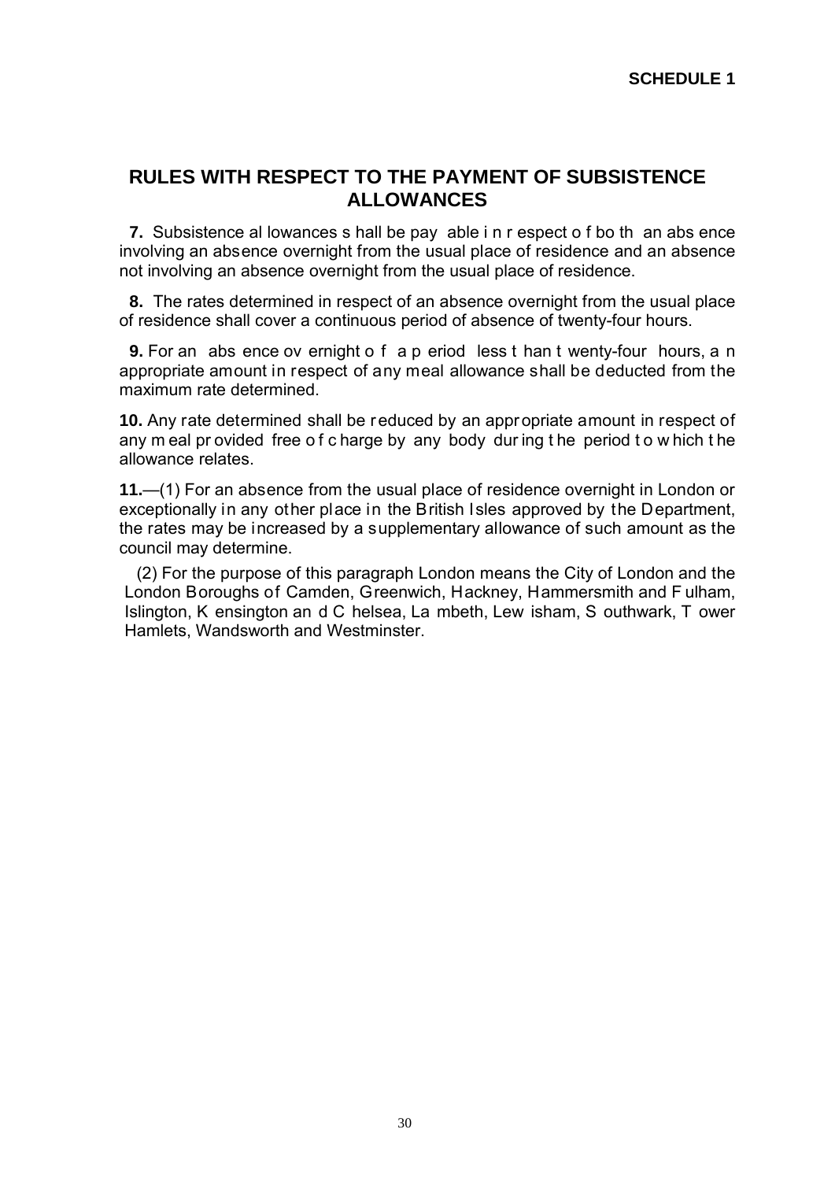**SCHEDULE 1**

## RULES WITH RESPECT TO THE PAYMENT OF SUBSISTENCE ALLOWANCES

**7.** Subsistence allowances shall be payable in respect of both an absence involving an absence overnight from the usual place of residence and an absence not involving an absence overnight from the usual place of residence.

**8.** The rates determined in respect of an absence overnight from the usual place of residence shall cover a continuous period of absence of twenty-four hours.

**9.** For an absence overnight of a period less than twenty-four hours, an appropriate amount in respect of any meal allowance shall be deducted from the maximum rate determined.

**10.** Any rate determined shall be reduced by an appropriate amount in respect of any meal provided free of charge by any body during the period to which the allowance relates.

**11.**—(1) For an absence from the usual place of residence overnight in London or exceptionally in any other place in the British Isles approved by the Department, the rates may be increased by a supplementary allowance of such amount as the council may determine.

(2) For the purpose of this paragraph London means the City of London and the London Boroughs of Camden, Greenwich, Hackney, Hammersmith and Fulham, Islington, Kensington and Chelsea, Lambeth, Lewisham, Southwark, Tower Hamlets, Wandsworth and Westminster.